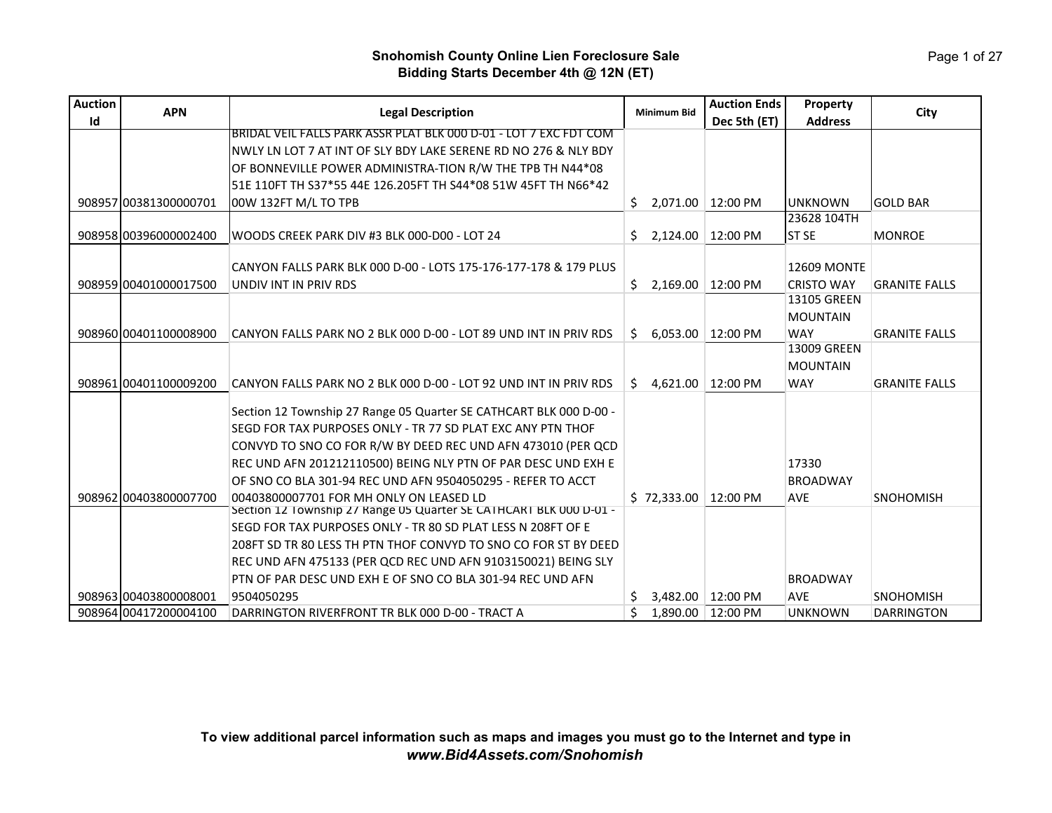# Snohomish County Online Lien Foreclosure Sale
## Bidding Starts December 4th @ 12N (ET)

| Auction Id | APN | Legal Description | Minimum Bid | Auction Ends Dec 5th (ET) | Property Address | City |
|---|---|---|---|---|---|---|
| 908957 | 00381300000701 | BRIDAL VEIL FALLS PARK ASSR PLAT BLK 000 D-01 - LOT 7 EXC FDT COM NWLY LN LOT 7 AT INT OF SLY BDY LAKE SERENE RD NO 276 & NLY BDY OF BONNEVILLE POWER ADMINISTRA-TION R/W THE TPB TH N44*08 51E 110FT TH S37*55 44E 126.205FT TH S44*08 51W 45FT TH N66*42 00W 132FT M/L TO TPB | $ 2,071.00 | 12:00 PM | UNKNOWN | GOLD BAR |
| 908958 | 00396000002400 | WOODS CREEK PARK DIV #3 BLK 000-D00 - LOT 24 | $ 2,124.00 | 12:00 PM | 23628 104TH ST SE | MONROE |
| 908959 | 00401000017500 | CANYON FALLS PARK BLK 000 D-00 - LOTS 175-176-177-178 & 179 PLUS UNDIV INT IN PRIV RDS | $ 2,169.00 | 12:00 PM | 12609 MONTE CRISTO WAY | GRANITE FALLS |
| 908960 | 00401100008900 | CANYON FALLS PARK NO 2 BLK 000 D-00 - LOT 89 UND INT IN PRIV RDS | $ 6,053.00 | 12:00 PM | 13105 GREEN MOUNTAIN WAY | GRANITE FALLS |
| 908961 | 00401100009200 | CANYON FALLS PARK NO 2 BLK 000 D-00 - LOT 92 UND INT IN PRIV RDS | $ 4,621.00 | 12:00 PM | 13009 GREEN MOUNTAIN WAY | GRANITE FALLS |
| 908962 | 00403800007700 | Section 12 Township 27 Range 05 Quarter SE CATHCART BLK 000 D-00 - SEGD FOR TAX PURPOSES ONLY - TR 77 SD PLAT EXC ANY PTN THOF CONVYD TO SNO CO FOR R/W BY DEED REC UND AFN 473010 (PER QCD REC UND AFN 201212110500) BEING NLY PTN OF PAR DESC UND EXH E OF SNO CO BLA 301-94 REC UND AFN 9504050295 - REFER TO ACCT 00403800007701 FOR MH ONLY ON LEASED LD | $ 72,333.00 | 12:00 PM | 17330 BROADWAY AVE | SNOHOMISH |
| 908963 | 00403800008001 | Section 12 Township 27 Range 05 Quarter SE CATHCART BLK 000 D-01 - SEGD FOR TAX PURPOSES ONLY - TR 80 SD PLAT LESS N 208FT OF E 208FT SD TR 80 LESS TH PTN THOF CONVYD TO SNO CO FOR ST BY DEED REC UND AFN 475133 (PER QCD REC UND AFN 9103150021) BEING SLY PTN OF PAR DESC UND EXH E OF SNO CO BLA 301-94 REC UND AFN 9504050295 | $ 3,482.00 | 12:00 PM | BROADWAY AVE | SNOHOMISH |
| 908964 | 00417200004100 | DARRINGTON RIVERFRONT TR BLK 000 D-00 - TRACT A | $ 1,890.00 | 12:00 PM | UNKNOWN | DARRINGTON |

**To view additional parcel information such as maps and images you must go to the Internet and type in *www.Bid4Assets.com/Snohomish***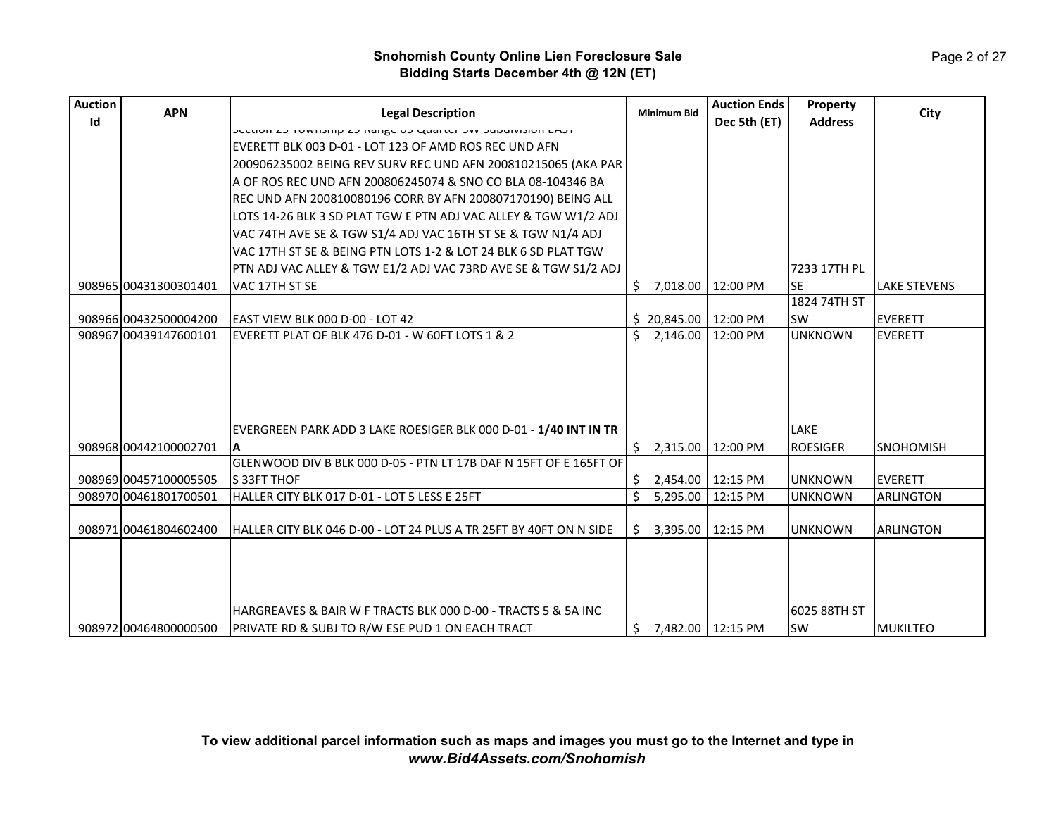# Snohomish County Online Lien Foreclosure Sale

**Bidding Starts December 4th @ 12N (ET)**

| Auction Id | APN | Legal Description | Minimum Bid | Auction Ends Dec 5th (ET) | Property Address | City |
|---|---|---|---|---|---|---|
| 908965 | 00431300301401 | Section 25 Township 29 Range 05 Quarter SW Subdivision EAST EVERETT BLK 003 D-01 - LOT 123 OF AMD ROS REC UND AFN 200906235002 BEING REV SURV REC UND AFN 200810215065 (AKA PAR A OF ROS REC UND AFN 200806245074 & SNO CO BLA 08-104346 BA REC UND AFN 200810080196 CORR BY AFN 200807170190) BEING ALL LOTS 14-26 BLK 3 SD PLAT TGW E PTN ADJ VAC ALLEY & TGW W1/2 ADJ VAC 74TH AVE SE & TGW S1/4 ADJ VAC 16TH ST SE & TGW N1/4 ADJ VAC 17TH ST SE & BEING PTN LOTS 1-2 & LOT 24 BLK 6 SD PLAT TGW PTN ADJ VAC ALLEY & TGW E1/2 ADJ VAC 73RD AVE SE & TGW S1/2 ADJ VAC 17TH ST SE | $ 7,018.00 | 12:00 PM | 7233 17TH PL SE | LAKE STEVENS |
| 908966 | 00432500004200 | EAST VIEW BLK 000 D-00 - LOT 42 | $ 20,845.00 | 12:00 PM | 1824 74TH ST SW | EVERETT |
| 908967 | 00439147600101 | EVERETT PLAT OF BLK 476 D-01 - W 60FT LOTS 1 & 2 | $ 2,146.00 | 12:00 PM | UNKNOWN | EVERETT |
| 908968 | 00442100002701 | EVERGREEN PARK ADD 3 LAKE ROESIGER BLK 000 D-01 - **1/40 INT IN TR A** | $ 2,315.00 | 12:00 PM | LAKE ROESIGER | SNOHOMISH |
| 908969 | 00457100005505 | GLENWOOD DIV B BLK 000 D-05 - PTN LT 17B DAF N 15FT OF E 165FT OF S 33FT THOF | $ 2,454.00 | 12:15 PM | UNKNOWN | EVERETT |
| 908970 | 00461801700501 | HALLER CITY BLK 017 D-01 - LOT 5 LESS E 25FT | $ 5,295.00 | 12:15 PM | UNKNOWN | ARLINGTON |
| 908971 | 00461804602400 | HALLER CITY BLK 046 D-00 - LOT 24 PLUS A TR 25FT BY 40FT ON N SIDE | $ 3,395.00 | 12:15 PM | UNKNOWN | ARLINGTON |
| 908972 | 00464800000500 | HARGREAVES & BAIR W F TRACTS BLK 000 D-00 - TRACTS 5 & 5A INC PRIVATE RD & SUBJ TO R/W ESE PUD 1 ON EACH TRACT | $ 7,482.00 | 12:15 PM | 6025 88TH ST SW | MUKILTEO |

**To view additional parcel information such as maps and images you must go to the Internet and type in *www.Bid4Assets.com/Snohomish***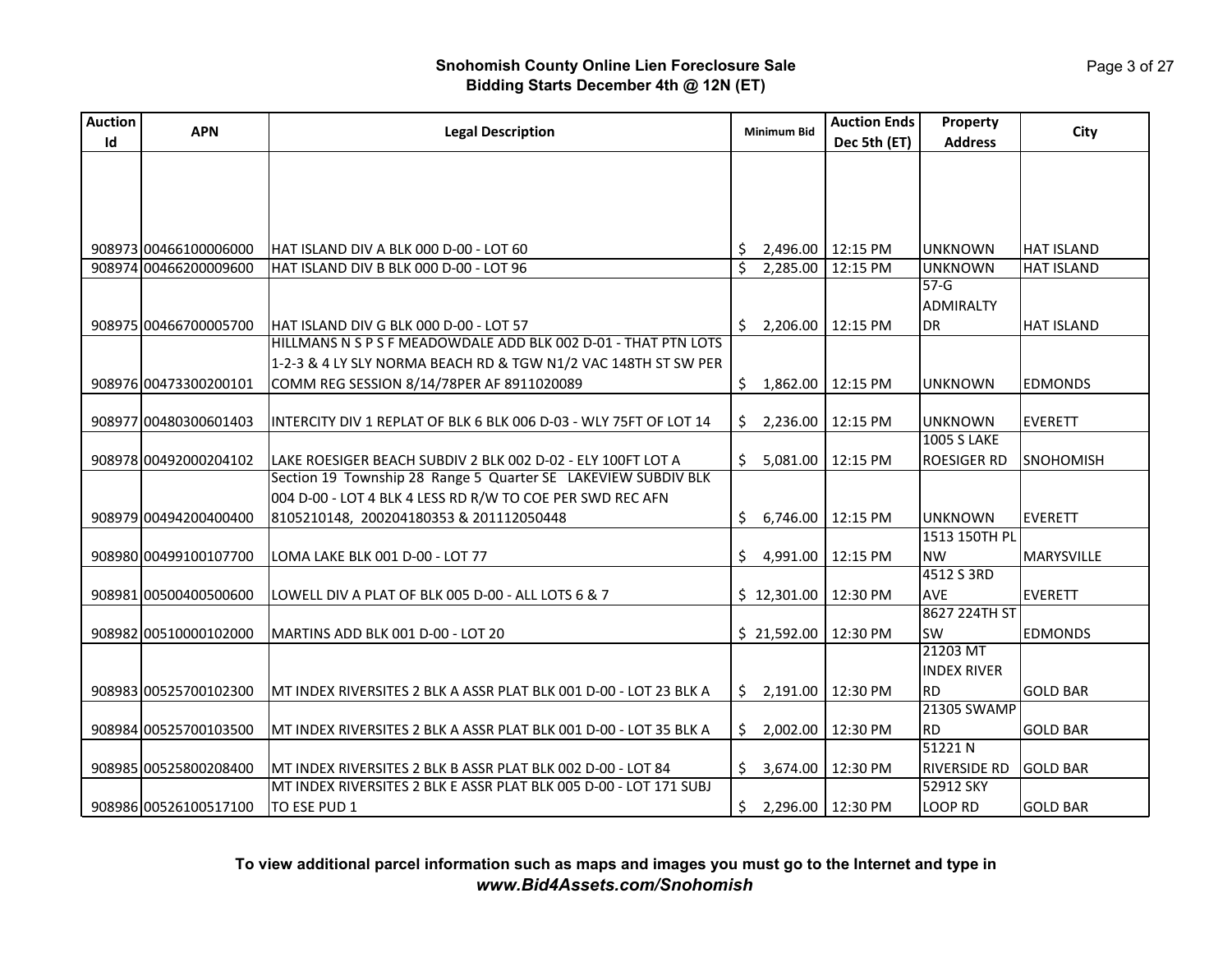**Snohomish County Online Lien Foreclosure Sale**
**Bidding Starts December 4th @ 12N (ET)**

| Auction Id | APN | Legal Description | Minimum Bid | Auction Ends Dec 5th (ET) | Property Address | City |
|---|---|---|---|---|---|---|
| 908973 | 00466100006000 | HAT ISLAND DIV A BLK 000 D-00 - LOT 60 | $ 2,496.00 | 12:15 PM | UNKNOWN | HAT ISLAND |
| 908974 | 00466200009600 | HAT ISLAND DIV B BLK 000 D-00 - LOT 96 | $ 2,285.00 | 12:15 PM | UNKNOWN | HAT ISLAND |
| 908975 | 00466700005700 | HAT ISLAND DIV G BLK 000 D-00 - LOT 57 | $ 2,206.00 | 12:15 PM | 57-G ADMIRALTY DR | HAT ISLAND |
| 908976 | 00473300200101 | HILLMANS N S P S F MEADOWDALE ADD BLK 002 D-01 - THAT PTN LOTS 1-2-3 & 4 LY SLY NORMA BEACH RD & TGW N1/2 VAC 148TH ST SW PER COMM REG SESSION 8/14/78PER AF 8911020089 | $ 1,862.00 | 12:15 PM | UNKNOWN | EDMONDS |
| 908977 | 00480300601403 | INTERCITY DIV 1 REPLAT OF BLK 6 BLK 006 D-03 - WLY 75FT OF LOT 14 | $ 2,236.00 | 12:15 PM | UNKNOWN | EVERETT |
| 908978 | 00492000204102 | LAKE ROESIGER BEACH SUBDIV 2 BLK 002 D-02 - ELY 100FT LOT A | $ 5,081.00 | 12:15 PM | 1005 S LAKE ROESIGER RD | SNOHOMISH |
| 908979 | 00494200400400 | Section 19 Township 28 Range 5 Quarter SE LAKEVIEW SUBDIV BLK 004 D-00 - LOT 4 BLK 4 LESS RD R/W TO COE PER SWD REC AFN 8105210148, 200204180353 & 201112050448 | $ 6,746.00 | 12:15 PM | UNKNOWN | EVERETT |
| 908980 | 00499100107700 | LOMA LAKE BLK 001 D-00 - LOT 77 | $ 4,991.00 | 12:15 PM | 1513 150TH PL NW | MARYSVILLE |
| 908981 | 00500400500600 | LOWELL DIV A PLAT OF BLK 005 D-00 - ALL LOTS 6 & 7 | $ 12,301.00 | 12:30 PM | 4512 S 3RD AVE | EVERETT |
| 908982 | 00510000102000 | MARTINS ADD BLK 001 D-00 - LOT 20 | $ 21,592.00 | 12:30 PM | 8627 224TH ST SW | EDMONDS |
| 908983 | 00525700102300 | MT INDEX RIVERSITES 2 BLK A ASSR PLAT BLK 001 D-00 - LOT 23 BLK A | $ 2,191.00 | 12:30 PM | 21203 MT INDEX RIVER RD | GOLD BAR |
| 908984 | 00525700103500 | MT INDEX RIVERSITES 2 BLK A ASSR PLAT BLK 001 D-00 - LOT 35 BLK A | $ 2,002.00 | 12:30 PM | 21305 SWAMP RD | GOLD BAR |
| 908985 | 00525800208400 | MT INDEX RIVERSITES 2 BLK B ASSR PLAT BLK 002 D-00 - LOT 84 | $ 3,674.00 | 12:30 PM | 51221 N RIVERSIDE RD | GOLD BAR |
| 908986 | 00526100517100 | MT INDEX RIVERSITES 2 BLK E ASSR PLAT BLK 005 D-00 - LOT 171 SUBJ TO ESE PUD 1 | $ 2,296.00 | 12:30 PM | 52912 SKY LOOP RD | GOLD BAR |

**To view additional parcel information such as maps and images you must go to the Internet and type in *www.Bid4Assets.com/Snohomish***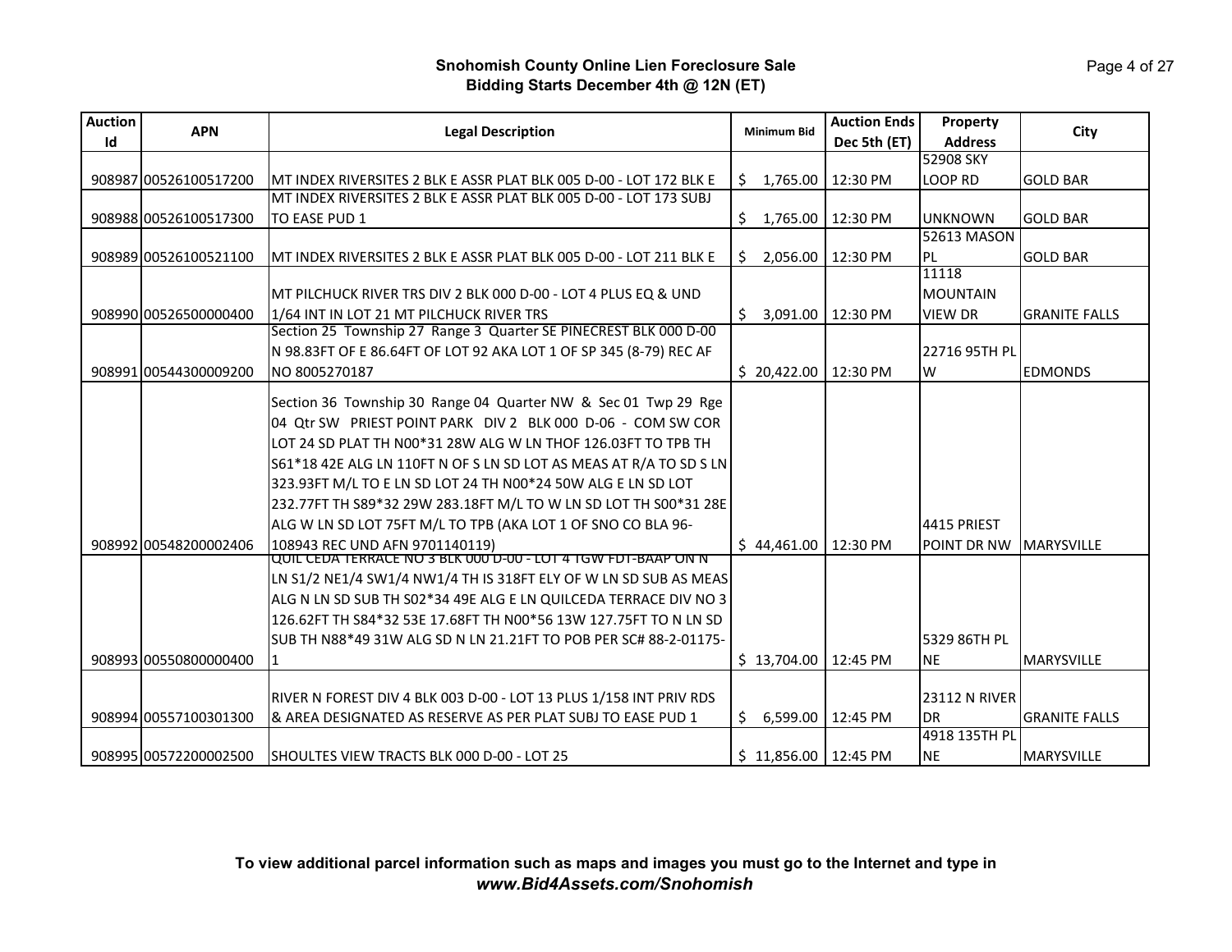**Snohomish County Online Lien Foreclosure Sale**
**Bidding Starts December 4th @ 12N (ET)**

| Auction Id | APN | Legal Description | Minimum Bid | Auction Ends Dec 5th (ET) | Property Address | City |
|---|---|---|---|---|---|---|
| 908987 | 00526100517200 | MT INDEX RIVERSITES 2 BLK E ASSR PLAT BLK 005 D-00 - LOT 172 BLK E | $ 1,765.00 | 12:30 PM | 52908 SKY LOOP RD | GOLD BAR |
| 908988 | 00526100517300 | MT INDEX RIVERSITES 2 BLK E ASSR PLAT BLK 005 D-00 - LOT 173 SUBJ TO EASE PUD 1 | $ 1,765.00 | 12:30 PM | UNKNOWN | GOLD BAR |
| 908989 | 00526100521100 | MT INDEX RIVERSITES 2 BLK E ASSR PLAT BLK 005 D-00 - LOT 211 BLK E | $ 2,056.00 | 12:30 PM | 52613 MASON PL | GOLD BAR |
| 908990 | 00526500000400 | MT PILCHUCK RIVER TRS DIV 2 BLK 000 D-00 - LOT 4 PLUS EQ & UND 1/64 INT IN LOT 21 MT PILCHUCK RIVER TRS | $ 3,091.00 | 12:30 PM | 11118 MOUNTAIN VIEW DR | GRANITE FALLS |
| 908991 | 00544300009200 | Section 25 Township 27 Range 3 Quarter SE PINECREST BLK 000 D-00 N 98.83FT OF E 86.64FT OF LOT 92 AKA LOT 1 OF SP 345 (8-79) REC AF NO 8005270187 | $ 20,422.00 | 12:30 PM | 22716 95TH PL W | EDMONDS |
| 908992 | 00548200002406 | Section 36 Township 30 Range 04 Quarter NW & Sec 01 Twp 29 Rge 04 Qtr SW PRIEST POINT PARK DIV 2 BLK 000 D-06 - COM SW COR LOT 24 SD PLAT TH N00*31 28W ALG W LN THOF 126.03FT TO TPB TH S61*18 42E ALG LN 110FT N OF S LN SD LOT AS MEAS AT R/A TO SD S LN 323.93FT M/L TO E LN SD LOT 24 TH N00*24 50W ALG E LN SD LOT 232.77FT TH S89*32 29W 283.18FT M/L TO W LN SD LOT TH S00*31 28E ALG W LN SD LOT 75FT M/L TO TPB (AKA LOT 1 OF SNO CO BLA 96-108943 REC UND AFN 9701140119) | $ 44,461.00 | 12:30 PM | 4415 PRIEST POINT DR NW | MARYSVILLE |
| 908993 | 00550800000400 | QUIL CEDA TERRACE NO 3 BLK 000 D-00 - LOT 4 TGW FDT-BAAP ON N LN S1/2 NE1/4 SW1/4 NW1/4 TH IS 318FT ELY OF W LN SD SUB AS MEAS ALG N LN SD SUB TH S02*34 49E ALG E LN QUILCEDA TERRACE DIV NO 3 126.62FT TH S84*32 53E 17.68FT TH N00*56 13W 127.75FT TO N LN SD SUB TH N88*49 31W ALG SD N LN 21.21FT TO POB PER SC# 88-2-01175-1 | $ 13,704.00 | 12:45 PM | 5329 86TH PL NE | MARYSVILLE |
| 908994 | 00557100301300 | RIVER N FOREST DIV 4 BLK 003 D-00 - LOT 13 PLUS 1/158 INT PRIV RDS & AREA DESIGNATED AS RESERVE AS PER PLAT SUBJ TO EASE PUD 1 | $ 6,599.00 | 12:45 PM | 23112 N RIVER DR | GRANITE FALLS |
| 908995 | 00572200002500 | SHOULTES VIEW TRACTS BLK 000 D-00 - LOT 25 | $ 11,856.00 | 12:45 PM | 4918 135TH PL NE | MARYSVILLE |

**To view additional parcel information such as maps and images you must go to the Internet and type in**
***www.Bid4Assets.com/Snohomish***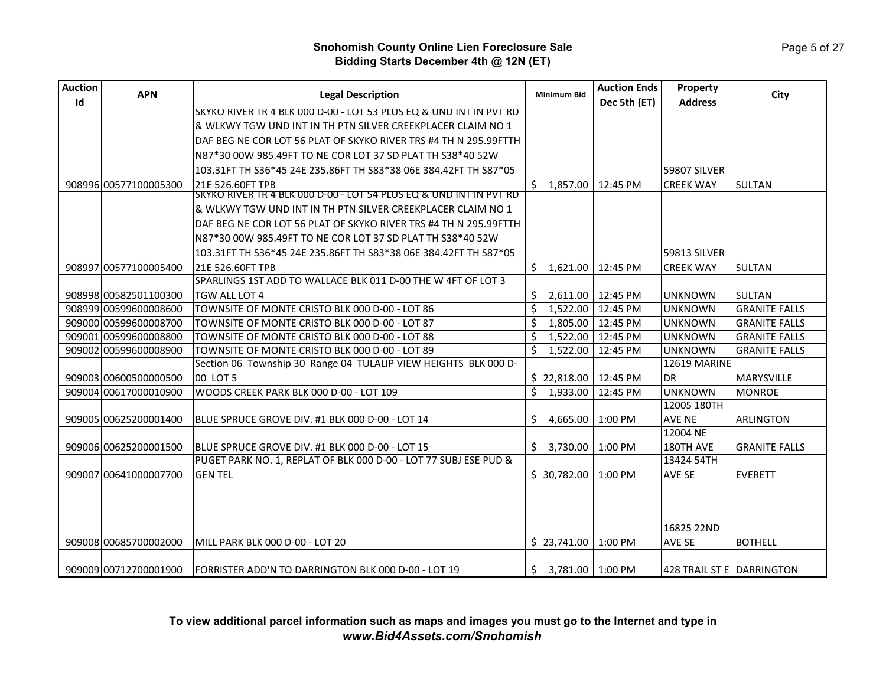# Snohomish County Online Lien Foreclosure Sale
## Bidding Starts December 4th @ 12N (ET)

| Auction Id | APN | Legal Description | Minimum Bid | Auction Ends Dec 5th (ET) | Property Address | City |
|---|---|---|---|---|---|---|
| 908996 | 00577100005300 | SKYKO RIVER TR 4 BLK 000 D-00 - LOT 53 PLUS EQ & UND INT IN PVT RD & WLKWY TGW UND INT IN TH PTN SILVER CREEKPLACER CLAIM NO 1 DAF BEG NE COR LOT 56 PLAT OF SKYKO RIVER TRS #4 TH N 295.99FTTH N87*30 00W 985.49FT TO NE COR LOT 37 SD PLAT TH S38*40 52W 103.31FT TH S36*45 24E 235.86FT TH S83*38 06E 384.42FT TH S87*05 21E 526.60FT TPB | $ 1,857.00 | 12:45 PM | 59807 SILVER CREEK WAY | SULTAN |
| 908997 | 00577100005400 | SKYKO RIVER TR 4 BLK 000 D-00 - LOT 54 PLUS EQ & UND INT IN PVT RD & WLKWY TGW UND INT IN TH PTN SILVER CREEKPLACER CLAIM NO 1 DAF BEG NE COR LOT 56 PLAT OF SKYKO RIVER TRS #4 TH N 295.99FTTH N87*30 00W 985.49FT TO NE COR LOT 37 SD PLAT TH S38*40 52W 103.31FT TH S36*45 24E 235.86FT TH S83*38 06E 384.42FT TH S87*05 21E 526.60FT TPB | $ 1,621.00 | 12:45 PM | 59813 SILVER CREEK WAY | SULTAN |
| 908998 | 00582501100300 | SPARLINGS 1ST ADD TO WALLACE BLK 011 D-00 THE W 4FT OF LOT 3 TGW ALL LOT 4 | $ 2,611.00 | 12:45 PM | UNKNOWN | SULTAN |
| 908999 | 00599600008600 | TOWNSITE OF MONTE CRISTO BLK 000 D-00 - LOT 86 | $ 1,522.00 | 12:45 PM | UNKNOWN | GRANITE FALLS |
| 909000 | 00599600008700 | TOWNSITE OF MONTE CRISTO BLK 000 D-00 - LOT 87 | $ 1,805.00 | 12:45 PM | UNKNOWN | GRANITE FALLS |
| 909001 | 00599600008800 | TOWNSITE OF MONTE CRISTO BLK 000 D-00 - LOT 88 | $ 1,522.00 | 12:45 PM | UNKNOWN | GRANITE FALLS |
| 909002 | 00599600008900 | TOWNSITE OF MONTE CRISTO BLK 000 D-00 - LOT 89 | $ 1,522.00 | 12:45 PM | UNKNOWN | GRANITE FALLS |
| 909003 | 00600500000500 | Section 06 Township 30 Range 04 TULALIP VIEW HEIGHTS BLK 000 D-00 LOT 5 | $ 22,818.00 | 12:45 PM | 12619 MARINE DR | MARYSVILLE |
| 909004 | 00617000010900 | WOODS CREEK PARK BLK 000 D-00 - LOT 109 | $ 1,933.00 | 12:45 PM | UNKNOWN | MONROE |
| 909005 | 00625200001400 | BLUE SPRUCE GROVE DIV. #1 BLK 000 D-00 - LOT 14 | $ 4,665.00 | 1:00 PM | 12005 180TH AVE NE | ARLINGTON |
| 909006 | 00625200001500 | BLUE SPRUCE GROVE DIV. #1 BLK 000 D-00 - LOT 15 | $ 3,730.00 | 1:00 PM | 12004 NE 180TH AVE | GRANITE FALLS |
| 909007 | 00641000007700 | PUGET PARK NO. 1, REPLAT OF BLK 000 D-00 - LOT 77 SUBJ ESE PUD & GEN TEL | $ 30,782.00 | 1:00 PM | 13424 54TH AVE SE | EVERETT |
| 909008 | 00685700002000 | MILL PARK BLK 000 D-00 - LOT 20 | $ 23,741.00 | 1:00 PM | 16825 22ND AVE SE | BOTHELL |
| 909009 | 00712700001900 | FORRISTER ADD'N TO DARRINGTON BLK 000 D-00 - LOT 19 | $ 3,781.00 | 1:00 PM | 428 TRAIL ST E | DARRINGTON |

**To view additional parcel information such as maps and images you must go to the Internet and type in *www.Bid4Assets.com/Snohomish***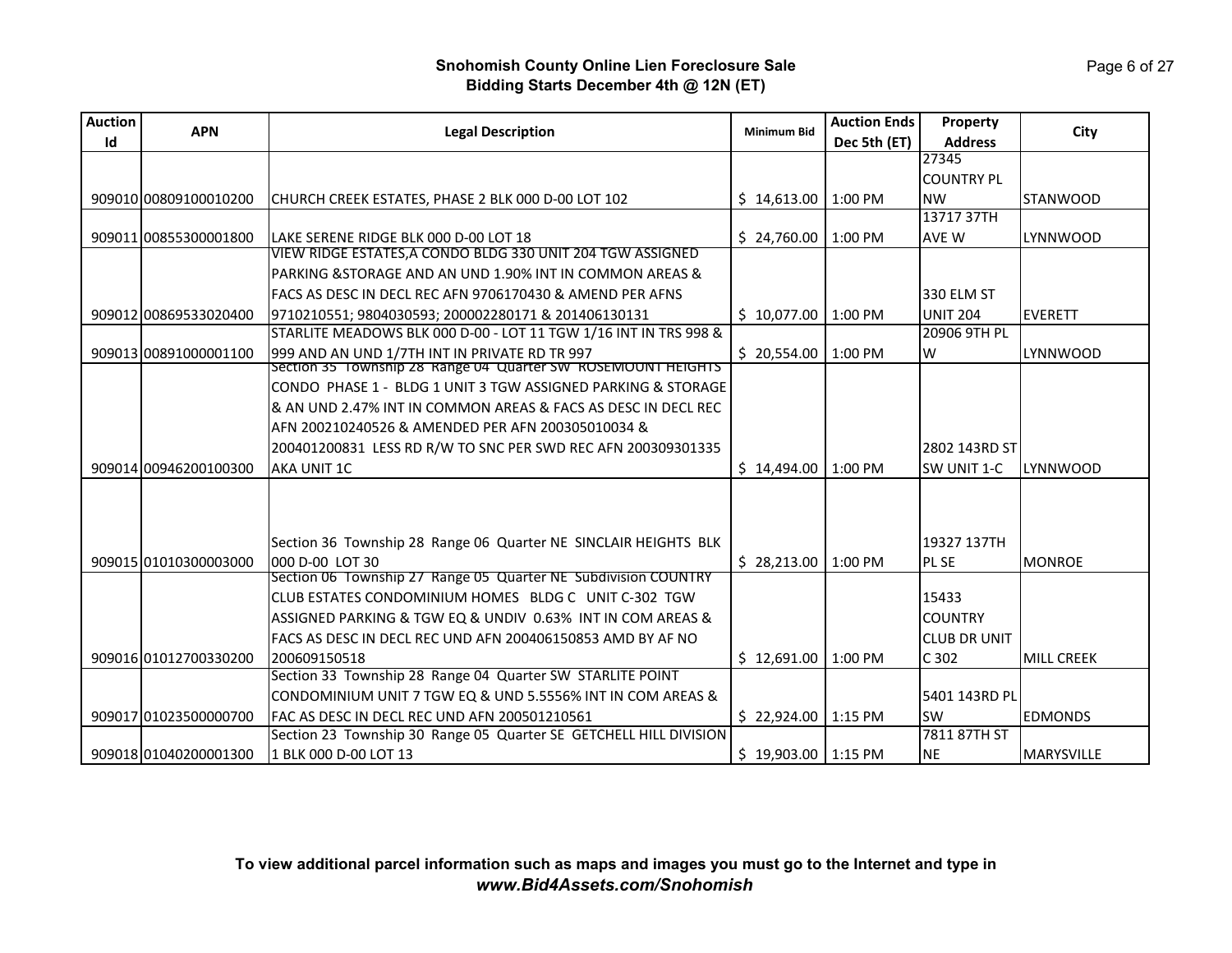**Snohomish County Online Lien Foreclosure Sale**
**Bidding Starts December 4th @ 12N (ET)**

| Auction Id | APN | Legal Description | Minimum Bid | Auction Ends Dec 5th (ET) | Property Address | City |
|---|---|---|---|---|---|---|
| 909010 | 00809100010200 | CHURCH CREEK ESTATES, PHASE 2 BLK 000 D-00 LOT 102 | $ 14,613.00 | 1:00 PM | 27345 COUNTRY PL NW | STANWOOD |
| 909011 | 00855300001800 | LAKE SERENE RIDGE BLK 000 D-00 LOT 18 | $ 24,760.00 | 1:00 PM | 13717 37TH AVE W | LYNNWOOD |
| 909012 | 00869533020400 | VIEW RIDGE ESTATES,A CONDO BLDG 330 UNIT 204 TGW ASSIGNED PARKING &STORAGE AND AN UND 1.90% INT IN COMMON AREAS & FACS AS DESC IN DECL REC AFN 9706170430 & AMEND PER AFNS 9710210551; 9804030593; 200002280171 & 201406130131 | $ 10,077.00 | 1:00 PM | 330 ELM ST UNIT 204 | EVERETT |
| 909013 | 00891000001100 | STARLITE MEADOWS BLK 000 D-00 - LOT 11 TGW 1/16 INT IN TRS 998 & 999 AND AN UND 1/7TH INT IN PRIVATE RD TR 997 | $ 20,554.00 | 1:00 PM | 20906 9TH PL W | LYNNWOOD |
| 909014 | 00946200100300 | Section 35 Township 28 Range 04 Quarter SW ROSEMOUNT HEIGHTS CONDO PHASE 1 - BLDG 1 UNIT 3 TGW ASSIGNED PARKING & STORAGE & AN UND 2.47% INT IN COMMON AREAS & FACS AS DESC IN DECL REC AFN 200210240526 & AMENDED PER AFN 200305010034 & 200401200831 LESS RD R/W TO SNC PER SWD REC AFN 200309301335 AKA UNIT 1C | $ 14,494.00 | 1:00 PM | 2802 143RD ST SW UNIT 1-C | LYNNWOOD |
| 909015 | 01010300003000 | Section 36 Township 28 Range 06 Quarter NE SINCLAIR HEIGHTS BLK 000 D-00 LOT 30 | $ 28,213.00 | 1:00 PM | 19327 137TH PL SE | MONROE |
| 909016 | 01012700330200 | Section 06 Township 27 Range 05 Quarter NE Subdivision COUNTRY CLUB ESTATES CONDOMINIUM HOMES BLDG C UNIT C-302 TGW ASSIGNED PARKING & TGW EQ & UNDIV 0.63% INT IN COM AREAS & FACS AS DESC IN DECL REC UND AFN 200406150853 AMD BY AF NO 200609150518 | $ 12,691.00 | 1:00 PM | 15433 COUNTRY CLUB DR UNIT C 302 | MILL CREEK |
| 909017 | 01023500000700 | Section 33 Township 28 Range 04 Quarter SW STARLITE POINT CONDOMINIUM UNIT 7 TGW EQ & UND 5.5556% INT IN COM AREAS & FAC AS DESC IN DECL REC UND AFN 200501210561 | $ 22,924.00 | 1:15 PM | 5401 143RD PL SW | EDMONDS |
| 909018 | 01040200001300 | Section 23 Township 30 Range 05 Quarter SE GETCHELL HILL DIVISION 1 BLK 000 D-00 LOT 13 | $ 19,903.00 | 1:15 PM | 7811 87TH ST NE | MARYSVILLE |

**To view additional parcel information such as maps and images you must go to the Internet and type in *www.Bid4Assets.com/Snohomish***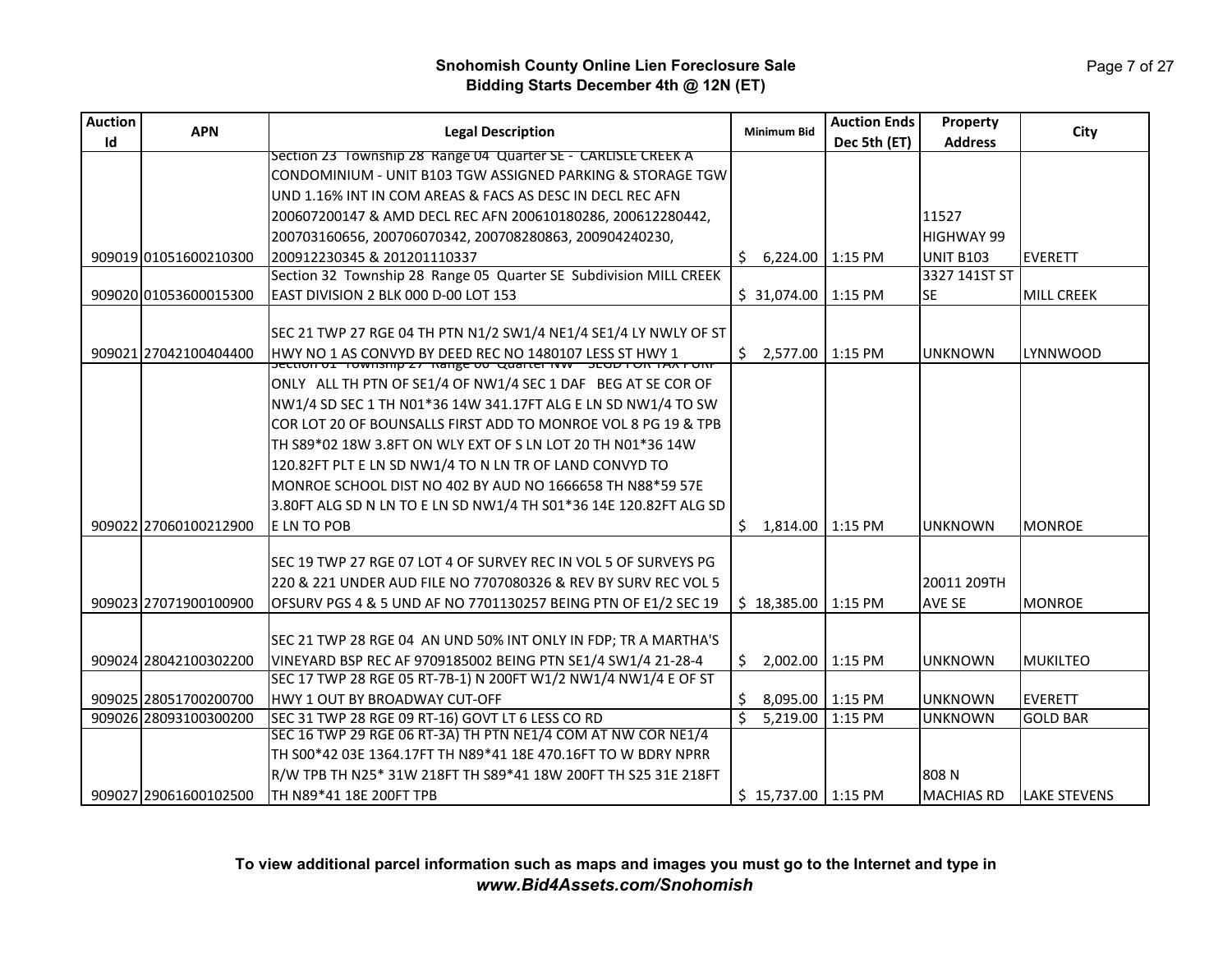# Snohomish County Online Lien Foreclosure Sale
## Bidding Starts December 4th @ 12N (ET)

| Auction Id | APN | Legal Description | Minimum Bid | Auction Ends Dec 5th (ET) | Property Address | City |
|---|---|---|---|---|---|---|
| 909019 | 01051600210300 | Section 23 Township 28 Range 04 Quarter SE - CARLISLE CREEK A CONDOMINIUM - UNIT B103 TGW ASSIGNED PARKING & STORAGE TGW UND 1.16% INT IN COM AREAS & FACS AS DESC IN DECL REC AFN 200607200147 & AMD DECL REC AFN 200610180286, 200612280442, 200703160656, 200706070342, 200708280863, 200904240230, 200912230345 & 201201110337 | $ 6,224.00 | 1:15 PM | 11527 HIGHWAY 99 UNIT B103 | EVERETT |
| 909020 | 01053600015300 | Section 32 Township 28 Range 05 Quarter SE Subdivision MILL CREEK EAST DIVISION 2 BLK 000 D-00 LOT 153 | $ 31,074.00 | 1:15 PM | 3327 141ST ST SE | MILL CREEK |
| 909021 | 27042100404400 | SEC 21 TWP 27 RGE 04 TH PTN N1/2 SW1/4 NE1/4 SE1/4 LY NWLY OF ST HWY NO 1 AS CONVYD BY DEED REC NO 1480107 LESS ST HWY 1 | $ 2,577.00 | 1:15 PM | UNKNOWN | LYNNWOOD |
| 909022 | 27060100212900 | Section 01 Township 27 Range 06 Quarter NW - SEGD FOR TAX PURP ONLY ALL TH PTN OF SE1/4 OF NW1/4 SEC 1 DAF BEG AT SE COR OF NW1/4 SD SEC 1 TH N01*36 14W 341.17FT ALG E LN SD NW1/4 TO SW COR LOT 20 OF BOUNSALLS FIRST ADD TO MONROE VOL 8 PG 19 & TPB TH S89*02 18W 3.8FT ON WLY EXT OF S LN LOT 20 TH N01*36 14W 120.82FT PLT E LN SD NW1/4 TO N LN TR OF LAND CONVYD TO MONROE SCHOOL DIST NO 402 BY AUD NO 1666658 TH N88*59 57E 3.80FT ALG SD N LN TO E LN SD NW1/4 TH S01*36 14E 120.82FT ALG SD E LN TO POB | $ 1,814.00 | 1:15 PM | UNKNOWN | MONROE |
| 909023 | 27071900100900 | SEC 19 TWP 27 RGE 07 LOT 4 OF SURVEY REC IN VOL 5 OF SURVEYS PG 220 & 221 UNDER AUD FILE NO 7707080326 & REV BY SURV REC VOL 5 OFSURV PGS 4 & 5 UND AF NO 7701130257 BEING PTN OF E1/2 SEC 19 | $ 18,385.00 | 1:15 PM | 20011 209TH AVE SE | MONROE |
| 909024 | 28042100302200 | SEC 21 TWP 28 RGE 04 AN UND 50% INT ONLY IN FDP; TR A MARTHA'S VINEYARD BSP REC AF 9709185002 BEING PTN SE1/4 SW1/4 21-28-4 | $ 2,002.00 | 1:15 PM | UNKNOWN | MUKILTEO |
| 909025 | 28051700200700 | SEC 17 TWP 28 RGE 05 RT-7B-1) N 200FT W1/2 NW1/4 NW1/4 E OF ST HWY 1 OUT BY BROADWAY CUT-OFF | $ 8,095.00 | 1:15 PM | UNKNOWN | EVERETT |
| 909026 | 28093100300200 | SEC 31 TWP 28 RGE 09 RT-16) GOVT LT 6 LESS CO RD | $ 5,219.00 | 1:15 PM | UNKNOWN | GOLD BAR |
| 909027 | 29061600102500 | SEC 16 TWP 29 RGE 06 RT-3A) TH PTN NE1/4 COM AT NW COR NE1/4 TH S00*42 03E 1364.17FT TH N89*41 18E 470.16FT TO W BDRY NPRR R/W TPB TH N25* 31W 218FT TH S89*41 18W 200FT TH S25 31E 218FT TH N89*41 18E 200FT TPB | $ 15,737.00 | 1:15 PM | 808 N MACHIAS RD | LAKE STEVENS |

**To view additional parcel information such as maps and images you must go to the Internet and type in *www.Bid4Assets.com/Snohomish***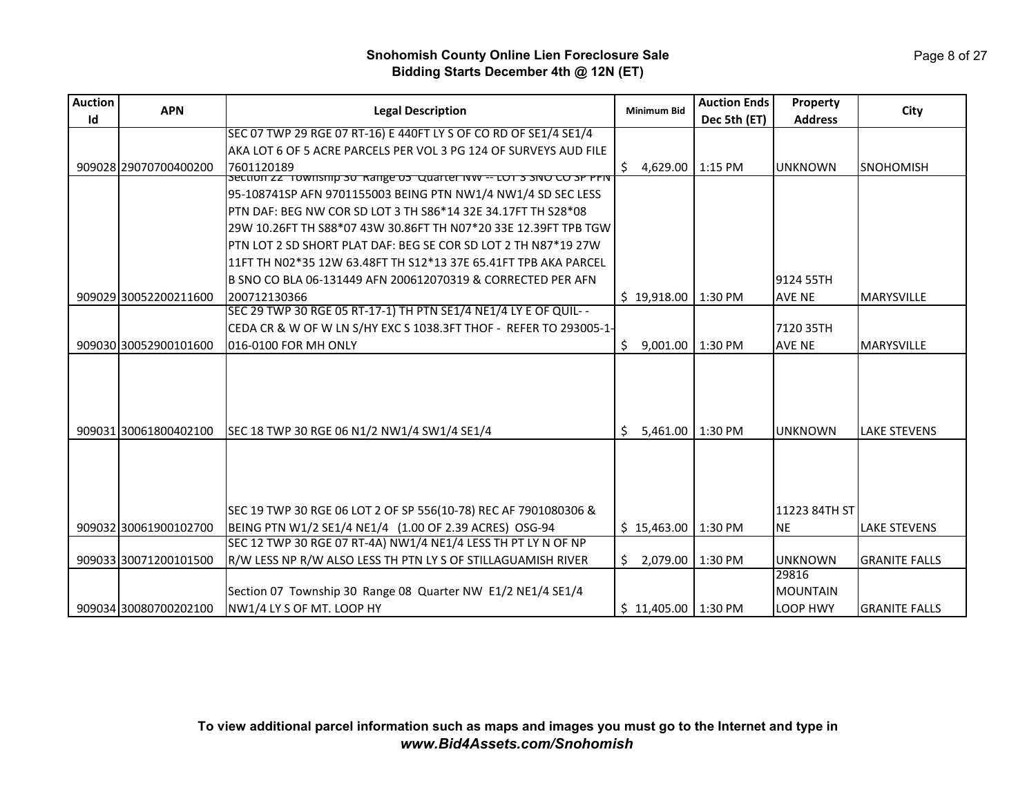**Snohomish County Online Lien Foreclosure Sale**
**Bidding Starts December 4th @ 12N (ET)**

| Auction Id | APN | Legal Description | Minimum Bid | Auction Ends Dec 5th (ET) | Property Address | City |
|---|---|---|---|---|---|---|
| 909028 | 29070700400200 | SEC 07 TWP 29 RGE 07 RT-16) E 440FT LY S OF CO RD OF SE1/4 SE1/4 AKA LOT 6 OF 5 ACRE PARCELS PER VOL 3 PG 124 OF SURVEYS AUD FILE 7601120189 | $ 4,629.00 | 1:15 PM | UNKNOWN | SNOHOMISH |
| 909029 | 30052200211600 | Section 22 Township 30 Range 05 Quarter NW -- LOT 3 SNO CO SP PFN 95-108741SP AFN 9701155003 BEING PTN NW1/4 NW1/4 SD SEC LESS PTN DAF: BEG NW COR SD LOT 3 TH S86*14 32E 34.17FT TH S28*08 29W 10.26FT TH S88*07 43W 30.86FT TH N07*20 33E 12.39FT TPB TGW PTN LOT 2 SD SHORT PLAT DAF: BEG SE COR SD LOT 2 TH N87*19 27W 11FT TH N02*35 12W 63.48FT TH S12*13 37E 65.41FT TPB AKA PARCEL B SNO CO BLA 06-131449 AFN 200612070319 & CORRECTED PER AFN 200712130366 | $ 19,918.00 | 1:30 PM | 9124 55TH AVE NE | MARYSVILLE |
| 909030 | 30052900101600 | SEC 29 TWP 30 RGE 05 RT-17-1) TH PTN SE1/4 NE1/4 LY E OF QUIL- - CEDA CR & W OF W LN S/HY EXC S 1038.3FT THOF - REFER TO 293005-1-016-0100 FOR MH ONLY | $ 9,001.00 | 1:30 PM | 7120 35TH AVE NE | MARYSVILLE |
| 909031 | 30061800402100 | SEC 18 TWP 30 RGE 06 N1/2 NW1/4 SW1/4 SE1/4 | $ 5,461.00 | 1:30 PM | UNKNOWN | LAKE STEVENS |
| 909032 | 30061900102700 | SEC 19 TWP 30 RGE 06 LOT 2 OF SP 556(10-78) REC AF 7901080306 & BEING PTN W1/2 SE1/4 NE1/4 (1.00 OF 2.39 ACRES) OSG-94 | $ 15,463.00 | 1:30 PM | 11223 84TH ST NE | LAKE STEVENS |
| 909033 | 30071200101500 | SEC 12 TWP 30 RGE 07 RT-4A) NW1/4 NE1/4 LESS TH PT LY N OF NP R/W LESS NP R/W ALSO LESS TH PTN LY S OF STILLAGUAMISH RIVER | $ 2,079.00 | 1:30 PM | UNKNOWN | GRANITE FALLS |
| 909034 | 30080700202100 | Section 07 Township 30 Range 08 Quarter NW E1/2 NE1/4 SE1/4 NW1/4 LY S OF MT. LOOP HY | $ 11,405.00 | 1:30 PM | 29816 MOUNTAIN LOOP HWY | GRANITE FALLS |

**To view additional parcel information such as maps and images you must go to the Internet and type in *www.Bid4Assets.com/Snohomish***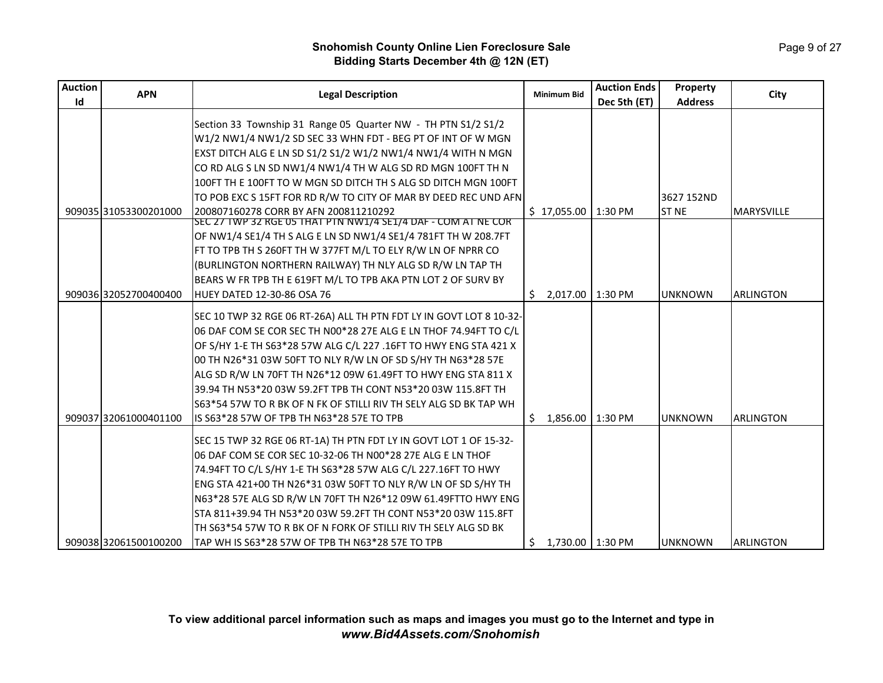**Snohomish County Online Lien Foreclosure Sale**
**Bidding Starts December 4th @ 12N (ET)**

| Auction Id | APN | Legal Description | Minimum Bid | Auction Ends Dec 5th (ET) | Property Address | City |
|---|---|---|---|---|---|---|
| 909035 | 31053300201000 | Section 33 Township 31 Range 05 Quarter NW - TH PTN S1/2 S1/2 W1/2 NW1/4 NW1/2 SD SEC 33 WHN FDT - BEG PT OF INT OF W MGN EXST DITCH ALG E LN SD S1/2 S1/2 W1/2 NW1/4 NW1/4 WITH N MGN CO RD ALG S LN SD NW1/4 NW1/4 TH W ALG SD RD MGN 100FT TH N 100FT TH E 100FT TO W MGN SD DITCH TH S ALG SD DITCH MGN 100FT TO POB EXC S 15FT FOR RD R/W TO CITY OF MAR BY DEED REC UND AFN 200807160278 CORR BY AFN 200811210292 | $ 17,055.00 | 1:30 PM | 3627 152ND ST NE | MARYSVILLE |
| 909036 | 32052700400400 | SEC 27 TWP 32 RGE 05 THAT PTN NW1/4 SE1/4 DAF - COM AT NE COR OF NW1/4 SE1/4 TH S ALG E LN SD NW1/4 SE1/4 781FT TH W 208.7FT FT TO TPB TH S 260FT TH W 377FT M/L TO ELY R/W LN OF NPRR CO (BURLINGTON NORTHERN RAILWAY) TH NLY ALG SD R/W LN TAP TH BEARS W FR TPB TH E 619FT M/L TO TPB AKA PTN LOT 2 OF SURV BY HUEY DATED 12-30-86 OSA 76 | $ 2,017.00 | 1:30 PM | UNKNOWN | ARLINGTON |
| 909037 | 32061000401100 | SEC 10 TWP 32 RGE 06 RT-26A) ALL TH PTN FDT LY IN GOVT LOT 8 10-32-06 DAF COM SE COR SEC TH N00*28 27E ALG E LN THOF 74.94FT TO C/L OF S/HY 1-E TH S63*28 57W ALG C/L 227 .16FT TO HWY ENG STA 421 X 00 TH N26*31 03W 50FT TO NLY R/W LN OF SD S/HY TH N63*28 57E ALG SD R/W LN 70FT TH N26*12 09W 61.49FT TO HWY ENG STA 811 X 39.94 TH N53*20 03W 59.2FT TPB TH CONT N53*20 03W 115.8FT TH S63*54 57W TO R BK OF N FK OF STILLI RIV TH SELY ALG SD BK TAP WH IS S63*28 57W OF TPB TH N63*28 57E TO TPB | $ 1,856.00 | 1:30 PM | UNKNOWN | ARLINGTON |
| 909038 | 32061500100200 | SEC 15 TWP 32 RGE 06 RT-1A) TH PTN FDT LY IN GOVT LOT 1 OF 15-32-06 DAF COM SE COR SEC 10-32-06 TH N00*28 27E ALG E LN THOF 74.94FT TO C/L S/HY 1-E TH S63*28 57W ALG C/L 227.16FT TO HWY ENG STA 421+00 TH N26*31 03W 50FT TO NLY R/W LN OF SD S/HY TH N63*28 57E ALG SD R/W LN 70FT TH N26*12 09W 61.49FTTO HWY ENG STA 811+39.94 TH N53*20 03W 59.2FT TH CONT N53*20 03W 115.8FT TH S63*54 57W TO R BK OF N FORK OF STILLI RIV TH SELY ALG SD BK TAP WH IS S63*28 57W OF TPB TH N63*28 57E TO TPB | $ 1,730.00 | 1:30 PM | UNKNOWN | ARLINGTON |

**To view additional parcel information such as maps and images you must go to the Internet and type in *www.Bid4Assets.com/Snohomish***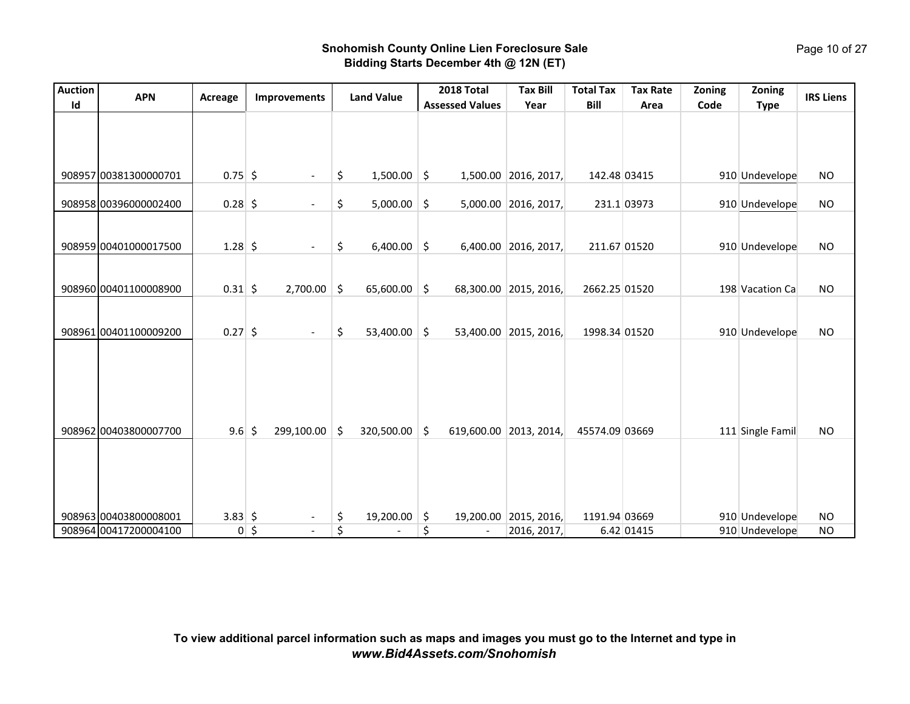**Snohomish County Online Lien Foreclosure Sale**
**Bidding Starts December 4th @ 12N (ET)**

| Auction Id | APN | Acreage | Improvements | Land Value | 2018 Total Assessed Values | Tax Bill Year | Total Tax Bill | Tax Rate Area | Zoning Code | Zoning Type | IRS Liens |
|---|---|---|---|---|---|---|---|---|---|---|---|
| 908957 | 00381300000701 | 0.75 | $ - | $ 1,500.00 | $ 1,500.00 | 2016, 2017, | 142.48 | 03415 | 910 | Undevelope | NO |
| 908958 | 00396000002400 | 0.28 | $ - | $ 5,000.00 | $ 5,000.00 | 2016, 2017, | 231.1 | 03973 | 910 | Undevelope | NO |
| 908959 | 00401000017500 | 1.28 | $ - | $ 6,400.00 | $ 6,400.00 | 2016, 2017, | 211.67 | 01520 | 910 | Undevelope | NO |
| 908960 | 00401100008900 | 0.31 | $ 2,700.00 | $ 65,600.00 | $ 68,300.00 | 2015, 2016, | 2662.25 | 01520 | 198 | Vacation Ca | NO |
| 908961 | 00401100009200 | 0.27 | $ - | $ 53,400.00 | $ 53,400.00 | 2015, 2016, | 1998.34 | 01520 | 910 | Undevelope | NO |
| 908962 | 00403800007700 | 9.6 | $ 299,100.00 | $ 320,500.00 | $ 619,600.00 | 2013, 2014, | 45574.09 | 03669 | 111 | Single Famil | NO |
| 908963 | 00403800008001 | 3.83 | $ - | $ 19,200.00 | $ 19,200.00 | 2015, 2016, | 1191.94 | 03669 | 910 | Undevelope | NO |
| 908964 | 00417200004100 | 0 | $ - | $ - | $ - | 2016, 2017, | 6.42 | 01415 | 910 | Undevelope | NO |

**To view additional parcel information such as maps and images you must go to the Internet and type in *www.Bid4Assets.com/Snohomish***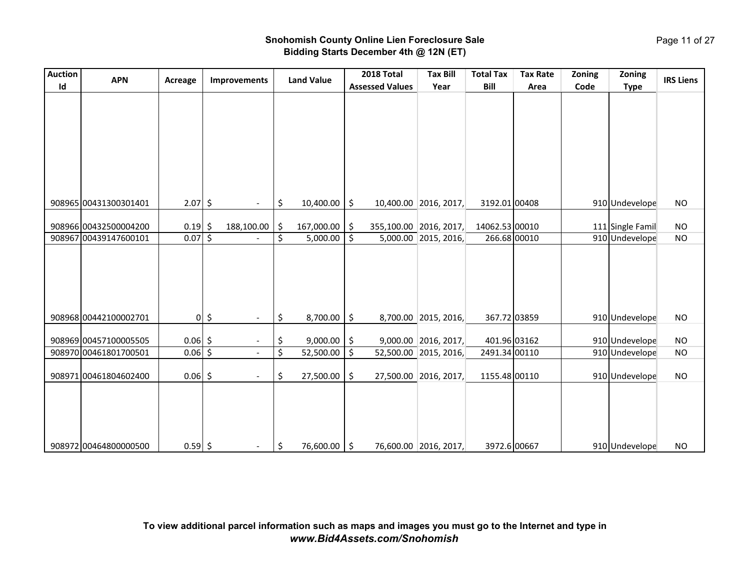**Snohomish County Online Lien Foreclosure Sale**
**Bidding Starts December 4th @ 12N (ET)**

| Auction Id | APN | Acreage | Improvements | Land Value | 2018 Total Assessed Values | Tax Bill Year | Total Tax Bill | Tax Rate Area | Zoning Code | Zoning Type | IRS Liens |
|---|---|---|---|---|---|---|---|---|---|---|---|
| 908965 | 00431300301401 | 2.07 | $ - | $ 10,400.00 | $ 10,400.00 | 2016, 2017, | 3192.01 | 00408 | 910 | Undevelope | NO |
| 908966 | 00432500004200 | 0.19 | $ 188,100.00 | $ 167,000.00 | $ 355,100.00 | 2016, 2017, | 14062.53 | 00010 | 111 | Single Famil | NO |
| 908967 | 00439147600101 | 0.07 | $ - | $ 5,000.00 | $ 5,000.00 | 2015, 2016, | 266.68 | 00010 | 910 | Undevelope | NO |
| 908968 | 00442100002701 | 0 | $ - | $ 8,700.00 | $ 8,700.00 | 2015, 2016, | 367.72 | 03859 | 910 | Undevelope | NO |
| 908969 | 00457100005505 | 0.06 | $ - | $ 9,000.00 | $ 9,000.00 | 2016, 2017, | 401.96 | 03162 | 910 | Undevelope | NO |
| 908970 | 00461801700501 | 0.06 | $ - | $ 52,500.00 | $ 52,500.00 | 2015, 2016, | 2491.34 | 00110 | 910 | Undevelope | NO |
| 908971 | 00461804602400 | 0.06 | $ - | $ 27,500.00 | $ 27,500.00 | 2016, 2017, | 1155.48 | 00110 | 910 | Undevelope | NO |
| 908972 | 00464800000500 | 0.59 | $ - | $ 76,600.00 | $ 76,600.00 | 2016, 2017, | 3972.6 | 00667 | 910 | Undevelope | NO |

**To view additional parcel information such as maps and images you must go to the Internet and type in** ***www.Bid4Assets.com/Snohomish***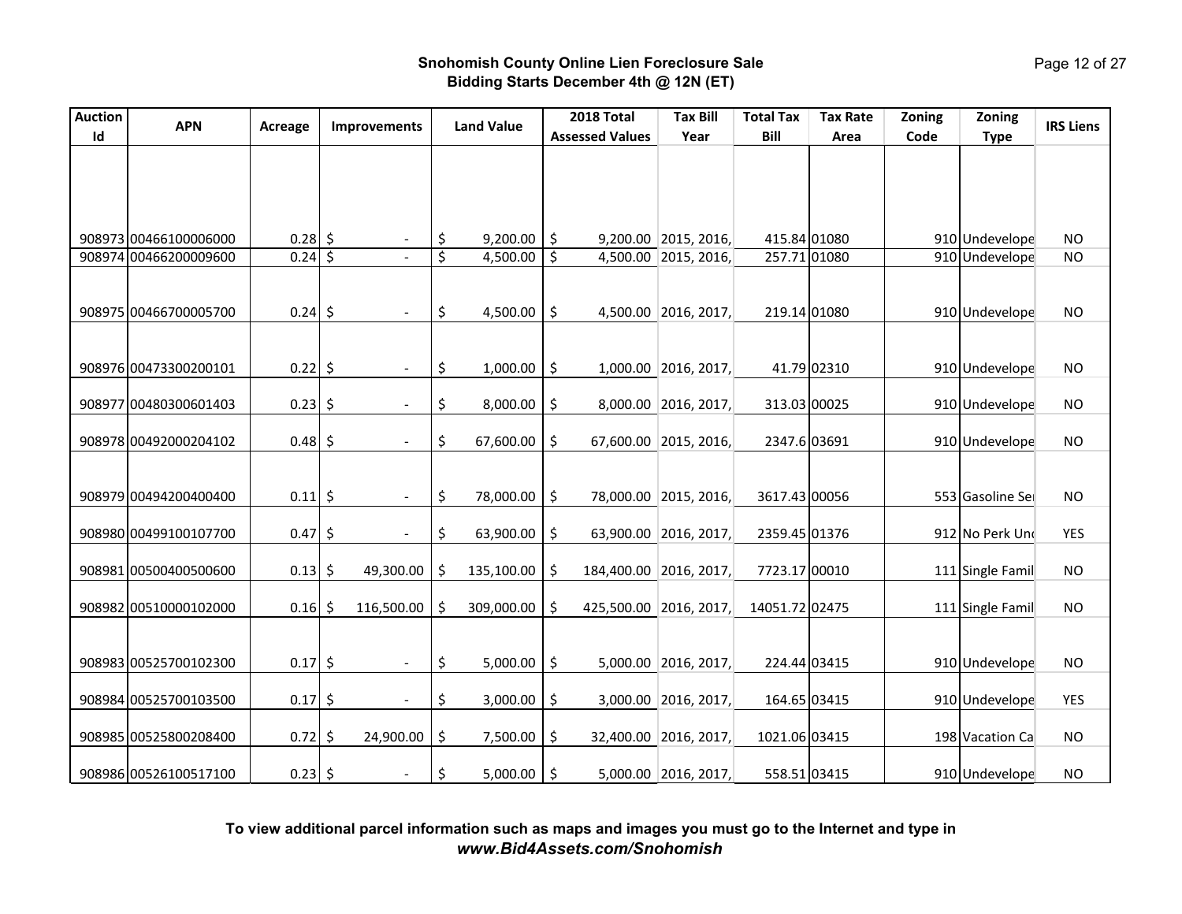**Snohomish County Online Lien Foreclosure Sale**
**Bidding Starts December 4th @ 12N (ET)**

| Auction Id | APN | Acreage | Improvements | Land Value | 2018 Total Assessed Values | Tax Bill Year | Total Tax Bill | Tax Rate Area | Zoning Code | Zoning Type | IRS Liens |
|---|---|---|---|---|---|---|---|---|---|---|---|
| 908973 | 00466100006000 | 0.28 | $ - | $ 9,200.00 | $ 9,200.00 | 2015, 2016, | 415.84 | 01080 | 910 | Undevelope | NO |
| 908974 | 00466200009600 | 0.24 | $ - | $ 4,500.00 | $ 4,500.00 | 2015, 2016, | 257.71 | 01080 | 910 | Undevelope | NO |
| 908975 | 00466700005700 | 0.24 | $ - | $ 4,500.00 | $ 4,500.00 | 2016, 2017, | 219.14 | 01080 | 910 | Undevelope | NO |
| 908976 | 00473300200101 | 0.22 | $ - | $ 1,000.00 | $ 1,000.00 | 2016, 2017, | 41.79 | 02310 | 910 | Undevelope | NO |
| 908977 | 00480300601403 | 0.23 | $ - | $ 8,000.00 | $ 8,000.00 | 2016, 2017, | 313.03 | 00025 | 910 | Undevelope | NO |
| 908978 | 00492000204102 | 0.48 | $ - | $ 67,600.00 | $ 67,600.00 | 2015, 2016, | 2347.6 | 03691 | 910 | Undevelope | NO |
| 908979 | 00494200400400 | 0.11 | $ - | $ 78,000.00 | $ 78,000.00 | 2015, 2016, | 3617.43 | 00056 | 553 | Gasoline Ser | NO |
| 908980 | 00499100107700 | 0.47 | $ - | $ 63,900.00 | $ 63,900.00 | 2016, 2017, | 2359.45 | 01376 | 912 | No Perk Und | YES |
| 908981 | 00500400500600 | 0.13 | $ 49,300.00 | $ 135,100.00 | $ 184,400.00 | 2016, 2017, | 7723.17 | 00010 | 111 | Single Famil | NO |
| 908982 | 00510000102000 | 0.16 | $ 116,500.00 | $ 309,000.00 | $ 425,500.00 | 2016, 2017, | 14051.72 | 02475 | 111 | Single Famil | NO |
| 908983 | 00525700102300 | 0.17 | $ - | $ 5,000.00 | $ 5,000.00 | 2016, 2017, | 224.44 | 03415 | 910 | Undevelope | NO |
| 908984 | 00525700103500 | 0.17 | $ - | $ 3,000.00 | $ 3,000.00 | 2016, 2017, | 164.65 | 03415 | 910 | Undevelope | YES |
| 908985 | 00525800208400 | 0.72 | $ 24,900.00 | $ 7,500.00 | $ 32,400.00 | 2016, 2017, | 1021.06 | 03415 | 198 | Vacation Ca | NO |
| 908986 | 00526100517100 | 0.23 | $ - | $ 5,000.00 | $ 5,000.00 | 2016, 2017, | 558.51 | 03415 | 910 | Undevelope | NO |

**To view additional parcel information such as maps and images you must go to the Internet and type in *www.Bid4Assets.com/Snohomish***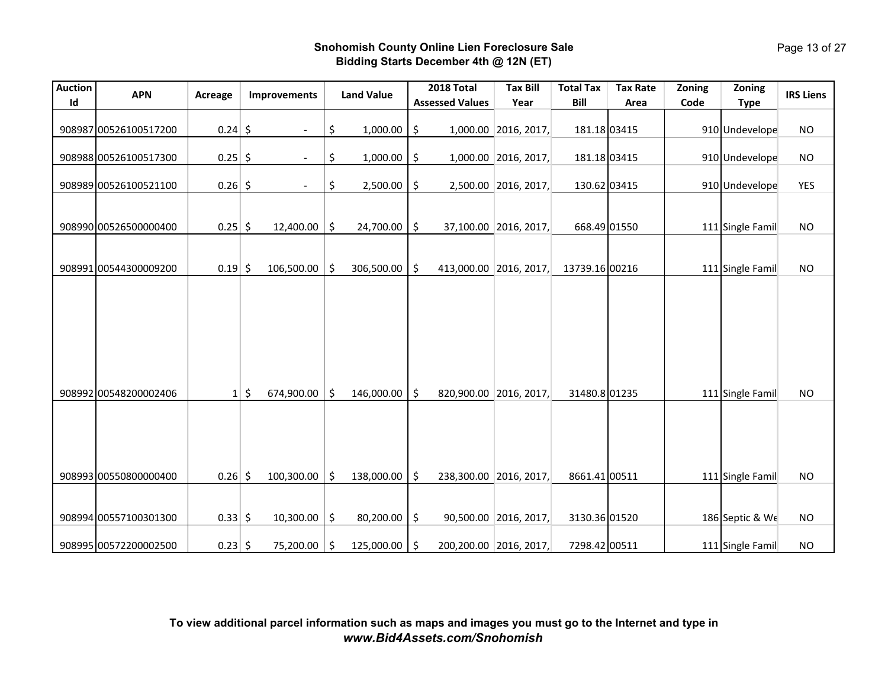**Snohomish County Online Lien Foreclosure Sale**
**Bidding Starts December 4th @ 12N (ET)**

| Auction Id | APN | Acreage | Improvements | Land Value | 2018 Total Assessed Values | Tax Bill Year | Total Tax Bill | Tax Rate Area | Zoning Code | Zoning Type | IRS Liens |
|---|---|---|---|---|---|---|---|---|---|---|---|
| 908987 | 00526100517200 | 0.24 | $ - | $ 1,000.00 | $ 1,000.00 | 2016, 2017, | 181.18 | 03415 | 910 | Undevelope | NO |
| 908988 | 00526100517300 | 0.25 | $ - | $ 1,000.00 | $ 1,000.00 | 2016, 2017, | 181.18 | 03415 | 910 | Undevelope | NO |
| 908989 | 00526100521100 | 0.26 | $ - | $ 2,500.00 | $ 2,500.00 | 2016, 2017, | 130.62 | 03415 | 910 | Undevelope | YES |
| 908990 | 00526500000400 | 0.25 | $ 12,400.00 | $ 24,700.00 | $ 37,100.00 | 2016, 2017, | 668.49 | 01550 | 111 | Single Famil | NO |
| 908991 | 00544300009200 | 0.19 | $ 106,500.00 | $ 306,500.00 | $ 413,000.00 | 2016, 2017, | 13739.16 | 00216 | 111 | Single Famil | NO |
| 908992 | 00548200002406 | 1 | $ 674,900.00 | $ 146,000.00 | $ 820,900.00 | 2016, 2017, | 31480.8 | 01235 | 111 | Single Famil | NO |
| 908993 | 00550800000400 | 0.26 | $ 100,300.00 | $ 138,000.00 | $ 238,300.00 | 2016, 2017, | 8661.41 | 00511 | 111 | Single Famil | NO |
| 908994 | 00557100301300 | 0.33 | $ 10,300.00 | $ 80,200.00 | $ 90,500.00 | 2016, 2017, | 3130.36 | 01520 | 186 | Septic & We | NO |
| 908995 | 00572200002500 | 0.23 | $ 75,200.00 | $ 125,000.00 | $ 200,200.00 | 2016, 2017, | 7298.42 | 00511 | 111 | Single Famil | NO |

**To view additional parcel information such as maps and images you must go to the Internet and type in**
***www.Bid4Assets.com/Snohomish***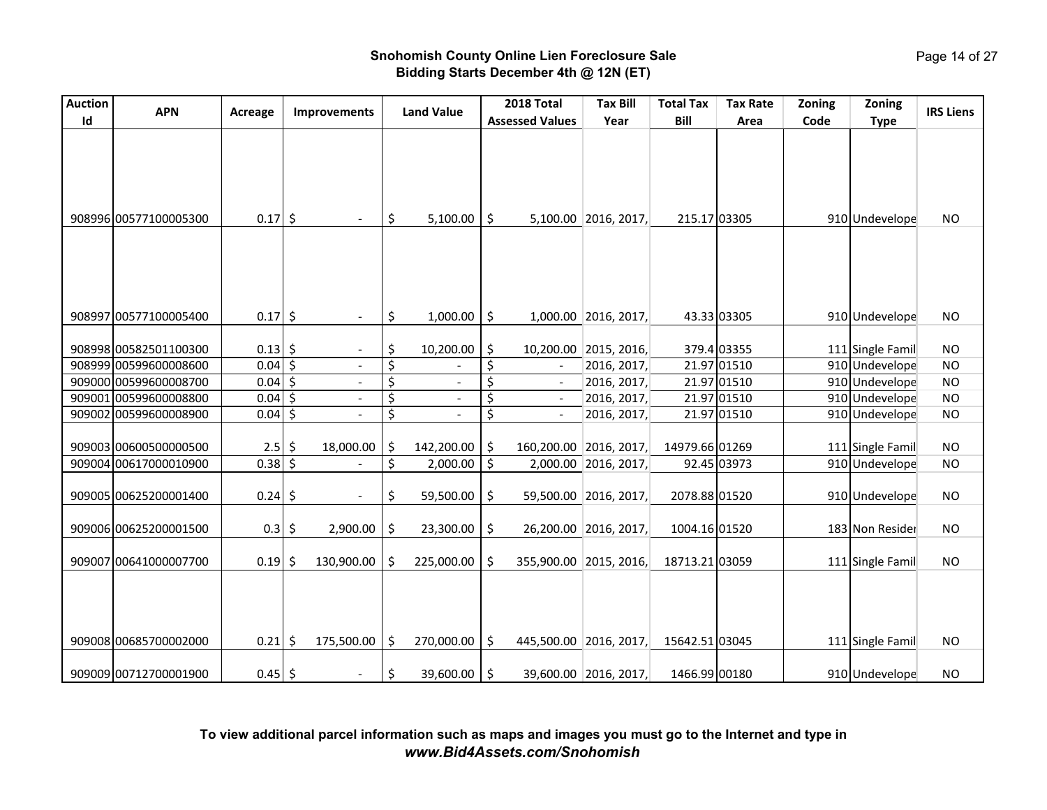**Snohomish County Online Lien Foreclosure Sale**
**Bidding Starts December 4th @ 12N (ET)**

| Auction Id | APN | Acreage | Improvements | Land Value | 2018 Total Assessed Values | Tax Bill Year | Total Tax Bill | Tax Rate Area | Zoning Code | Zoning Type | IRS Liens |
|---|---|---|---|---|---|---|---|---|---|---|---|
| 908996 | 00577100005300 | 0.17 | $ - | $ 5,100.00 | $ 5,100.00 | 2016, 2017, | 215.17 | 03305 | 910 | Undevelope | NO |
| 908997 | 00577100005400 | 0.17 | $ - | $ 1,000.00 | $ 1,000.00 | 2016, 2017, | 43.33 | 03305 | 910 | Undevelope | NO |
| 908998 | 00582501100300 | 0.13 | $ - | $ 10,200.00 | $ 10,200.00 | 2015, 2016, | 379.4 | 03355 | 111 | Single Famil | NO |
| 908999 | 00599600008600 | 0.04 | $ - | $ - | $ - | 2016, 2017, | 21.97 | 01510 | 910 | Undevelope | NO |
| 909000 | 00599600008700 | 0.04 | $ - | $ - | $ - | 2016, 2017, | 21.97 | 01510 | 910 | Undevelope | NO |
| 909001 | 00599600008800 | 0.04 | $ - | $ - | $ - | 2016, 2017, | 21.97 | 01510 | 910 | Undevelope | NO |
| 909002 | 00599600008900 | 0.04 | $ - | $ - | $ - | 2016, 2017, | 21.97 | 01510 | 910 | Undevelope | NO |
| 909003 | 00600500000500 | 2.5 | $ 18,000.00 | $ 142,200.00 | $ 160,200.00 | 2016, 2017, | 14979.66 | 01269 | 111 | Single Famil | NO |
| 909004 | 00617000010900 | 0.38 | $ - | $ 2,000.00 | $ 2,000.00 | 2016, 2017, | 92.45 | 03973 | 910 | Undevelope | NO |
| 909005 | 00625200001400 | 0.24 | $ - | $ 59,500.00 | $ 59,500.00 | 2016, 2017, | 2078.88 | 01520 | 910 | Undevelope | NO |
| 909006 | 00625200001500 | 0.3 | $ 2,900.00 | $ 23,300.00 | $ 26,200.00 | 2016, 2017, | 1004.16 | 01520 | 183 | Non Resider | NO |
| 909007 | 00641000007700 | 0.19 | $ 130,900.00 | $ 225,000.00 | $ 355,900.00 | 2015, 2016, | 18713.21 | 03059 | 111 | Single Famil | NO |
| 909008 | 00685700002000 | 0.21 | $ 175,500.00 | $ 270,000.00 | $ 445,500.00 | 2016, 2017, | 15642.51 | 03045 | 111 | Single Famil | NO |
| 909009 | 00712700001900 | 0.45 | $ - | $ 39,600.00 | $ 39,600.00 | 2016, 2017, | 1466.99 | 00180 | 910 | Undevelope | NO |

**To view additional parcel information such as maps and images you must go to the Internet and type in**
***www.Bid4Assets.com/Snohomish***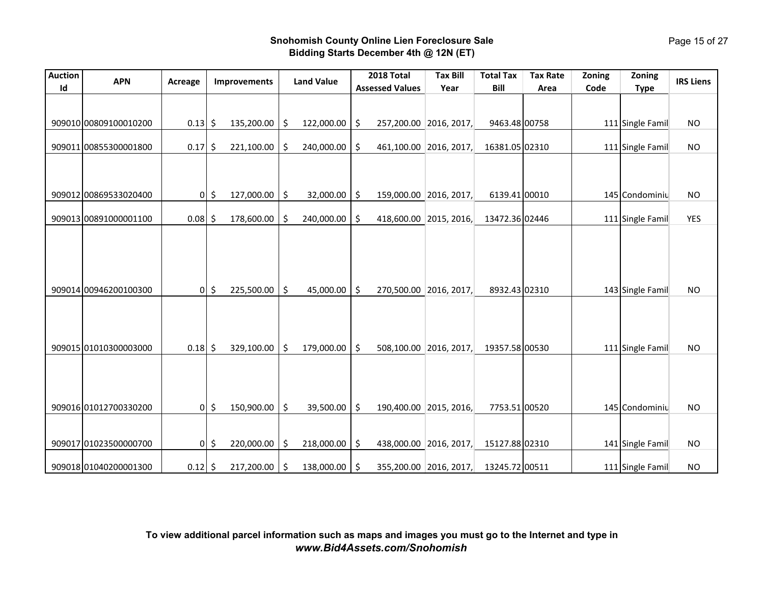**Snohomish County Online Lien Foreclosure Sale**
**Bidding Starts December 4th @ 12N (ET)**

| Auction Id | APN | Acreage | Improvements | Land Value | 2018 Total Assessed Values | Tax Bill Year | Total Tax Bill | Tax Rate Area | Zoning Code | Zoning Type | IRS Liens |
|---|---|---|---|---|---|---|---|---|---|---|---|
| 909010 | 00809100010200 | 0.13 | $ 135,200.00 | $ 122,000.00 | $ 257,200.00 | 2016, 2017, | 9463.48 | 00758 | 111 | Single Famil | NO |
| 909011 | 00855300001800 | 0.17 | $ 221,100.00 | $ 240,000.00 | $ 461,100.00 | 2016, 2017, | 16381.05 | 02310 | 111 | Single Famil | NO |
| 909012 | 00869533020400 | 0 | $ 127,000.00 | $ 32,000.00 | $ 159,000.00 | 2016, 2017, | 6139.41 | 00010 | 145 | Condominiu | NO |
| 909013 | 00891000001100 | 0.08 | $ 178,600.00 | $ 240,000.00 | $ 418,600.00 | 2015, 2016, | 13472.36 | 02446 | 111 | Single Famil | YES |
| 909014 | 00946200100300 | 0 | $ 225,500.00 | $ 45,000.00 | $ 270,500.00 | 2016, 2017, | 8932.43 | 02310 | 143 | Single Famil | NO |
| 909015 | 01010300003000 | 0.18 | $ 329,100.00 | $ 179,000.00 | $ 508,100.00 | 2016, 2017, | 19357.58 | 00530 | 111 | Single Famil | NO |
| 909016 | 01012700330200 | 0 | $ 150,900.00 | $ 39,500.00 | $ 190,400.00 | 2015, 2016, | 7753.51 | 00520 | 145 | Condominiu | NO |
| 909017 | 01023500000700 | 0 | $ 220,000.00 | $ 218,000.00 | $ 438,000.00 | 2016, 2017, | 15127.88 | 02310 | 141 | Single Famil | NO |
| 909018 | 01040200001300 | 0.12 | $ 217,200.00 | $ 138,000.00 | $ 355,200.00 | 2016, 2017, | 13245.72 | 00511 | 111 | Single Famil | NO |

**To view additional parcel information such as maps and images you must go to the Internet and type in *www.Bid4Assets.com/Snohomish***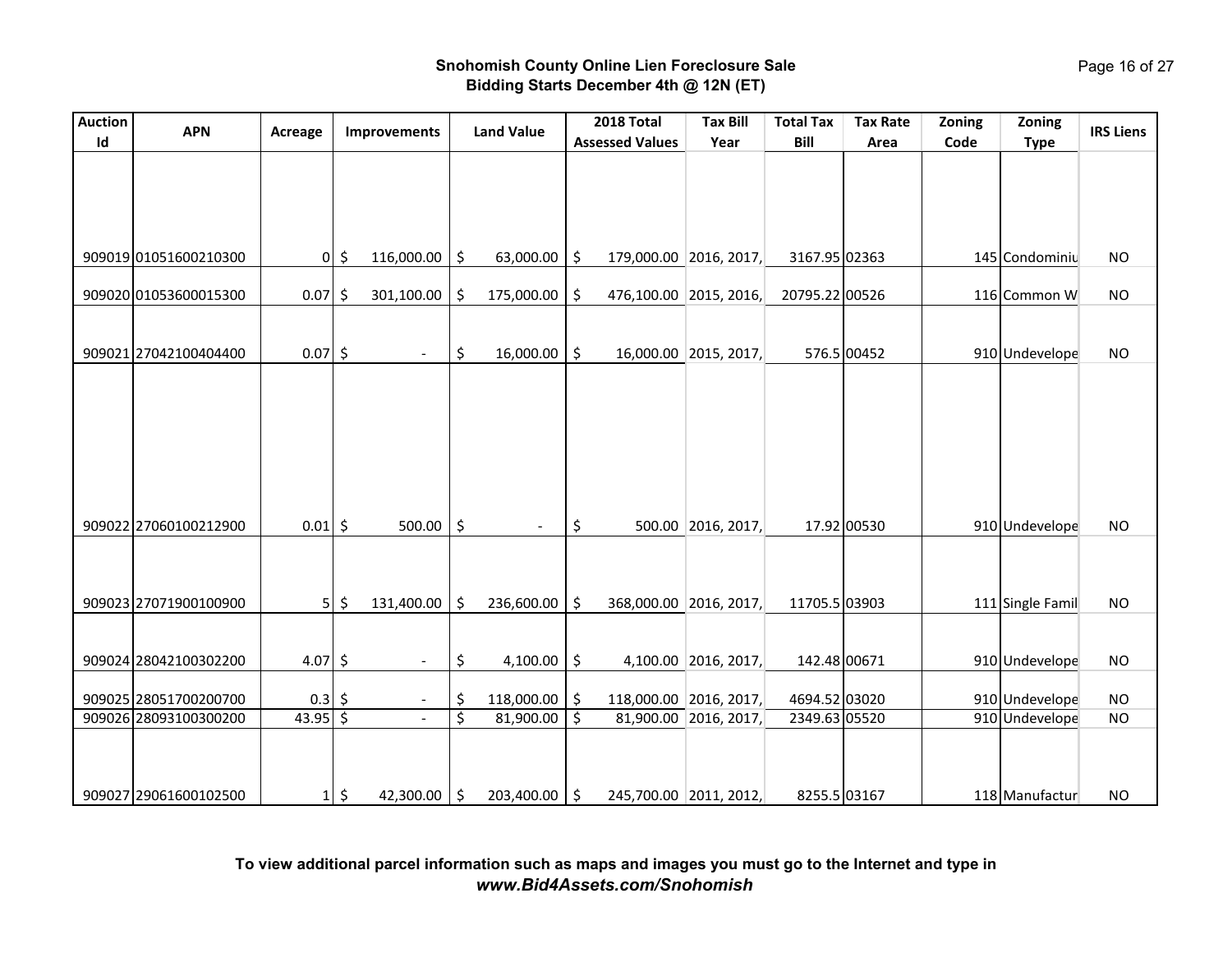**Snohomish County Online Lien Foreclosure Sale**
**Bidding Starts December 4th @ 12N (ET)**

| Auction Id | APN | Acreage | Improvements | Land Value | 2018 Total Assessed Values | Tax Bill Year | Total Tax Bill | Tax Rate Area | Zoning Code | Zoning Type | IRS Liens |
|---|---|---|---|---|---|---|---|---|---|---|---|
| 909019 | 01051600210300 | 0 | $ 116,000.00 | $ 63,000.00 | $ 179,000.00 | 2016, 2017, | 3167.95 | 02363 | 145 | Condominiu | NO |
| 909020 | 01053600015300 | 0.07 | $ 301,100.00 | $ 175,000.00 | $ 476,100.00 | 2015, 2016, | 20795.22 | 00526 | 116 | Common W | NO |
| 909021 | 27042100404400 | 0.07 | $ - | $ 16,000.00 | $ 16,000.00 | 2015, 2017, | 576.5 | 00452 | 910 | Undevelope | NO |
| 909022 | 27060100212900 | 0.01 | $ 500.00 | $ - | $ 500.00 | 2016, 2017, | 17.92 | 00530 | 910 | Undevelope | NO |
| 909023 | 27071900100900 | 5 | $ 131,400.00 | $ 236,600.00 | $ 368,000.00 | 2016, 2017, | 11705.5 | 03903 | 111 | Single Famil | NO |
| 909024 | 28042100302200 | 4.07 | $ - | $ 4,100.00 | $ 4,100.00 | 2016, 2017, | 142.48 | 00671 | 910 | Undevelope | NO |
| 909025 | 28051700200700 | 0.3 | $ - | $ 118,000.00 | $ 118,000.00 | 2016, 2017, | 4694.52 | 03020 | 910 | Undevelope | NO |
| 909026 | 28093100300200 | 43.95 | $ - | $ 81,900.00 | $ 81,900.00 | 2016, 2017, | 2349.63 | 05520 | 910 | Undevelope | NO |
| 909027 | 29061600102500 | 1 | $ 42,300.00 | $ 203,400.00 | $ 245,700.00 | 2011, 2012, | 8255.5 | 03167 | 118 | Manufactur | NO |

**To view additional parcel information such as maps and images you must go to the Internet and type in** ***www.Bid4Assets.com/Snohomish***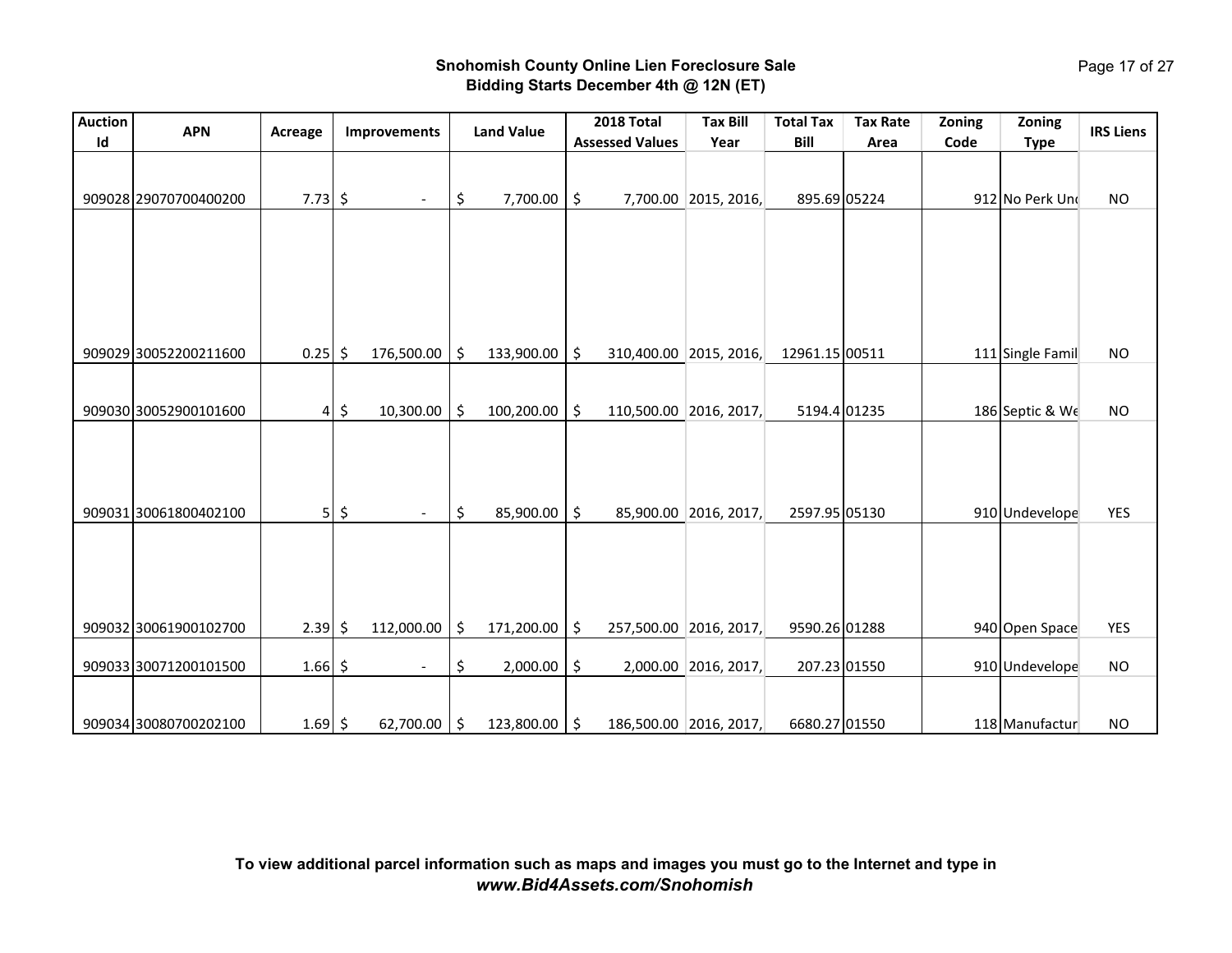**Snohomish County Online Lien Foreclosure Sale**
**Bidding Starts December 4th @ 12N (ET)**

| Auction Id | APN | Acreage | Improvements | Land Value | 2018 Total Assessed Values | Tax Bill Year | Total Tax Bill | Tax Rate Area | Zoning Code | Zoning Type | IRS Liens |
|---|---|---|---|---|---|---|---|---|---|---|---|
| 909028 | 29070700400200 | 7.73 | $ - | $ 7,700.00 | $ 7,700.00 | 2015, 2016, | 895.69 | 05224 | 912 | No Perk Und | NO |
| 909029 | 30052200211600 | 0.25 | $ 176,500.00 | $ 133,900.00 | $ 310,400.00 | 2015, 2016, | 12961.15 | 00511 | 111 | Single Famil | NO |
| 909030 | 30052900101600 | 4 | $ 10,300.00 | $ 100,200.00 | $ 110,500.00 | 2016, 2017, | 5194.4 | 01235 | 186 | Septic & We | NO |
| 909031 | 30061800402100 | 5 | $ - | $ 85,900.00 | $ 85,900.00 | 2016, 2017, | 2597.95 | 05130 | 910 | Undevelope | YES |
| 909032 | 30061900102700 | 2.39 | $ 112,000.00 | $ 171,200.00 | $ 257,500.00 | 2016, 2017, | 9590.26 | 01288 | 940 | Open Space | YES |
| 909033 | 30071200101500 | 1.66 | $ - | $ 2,000.00 | $ 2,000.00 | 2016, 2017, | 207.23 | 01550 | 910 | Undevelope | NO |
| 909034 | 30080700202100 | 1.69 | $ 62,700.00 | $ 123,800.00 | $ 186,500.00 | 2016, 2017, | 6680.27 | 01550 | 118 | Manufactur | NO |

**To view additional parcel information such as maps and images you must go to the Internet and type in** ***www.Bid4Assets.com/Snohomish***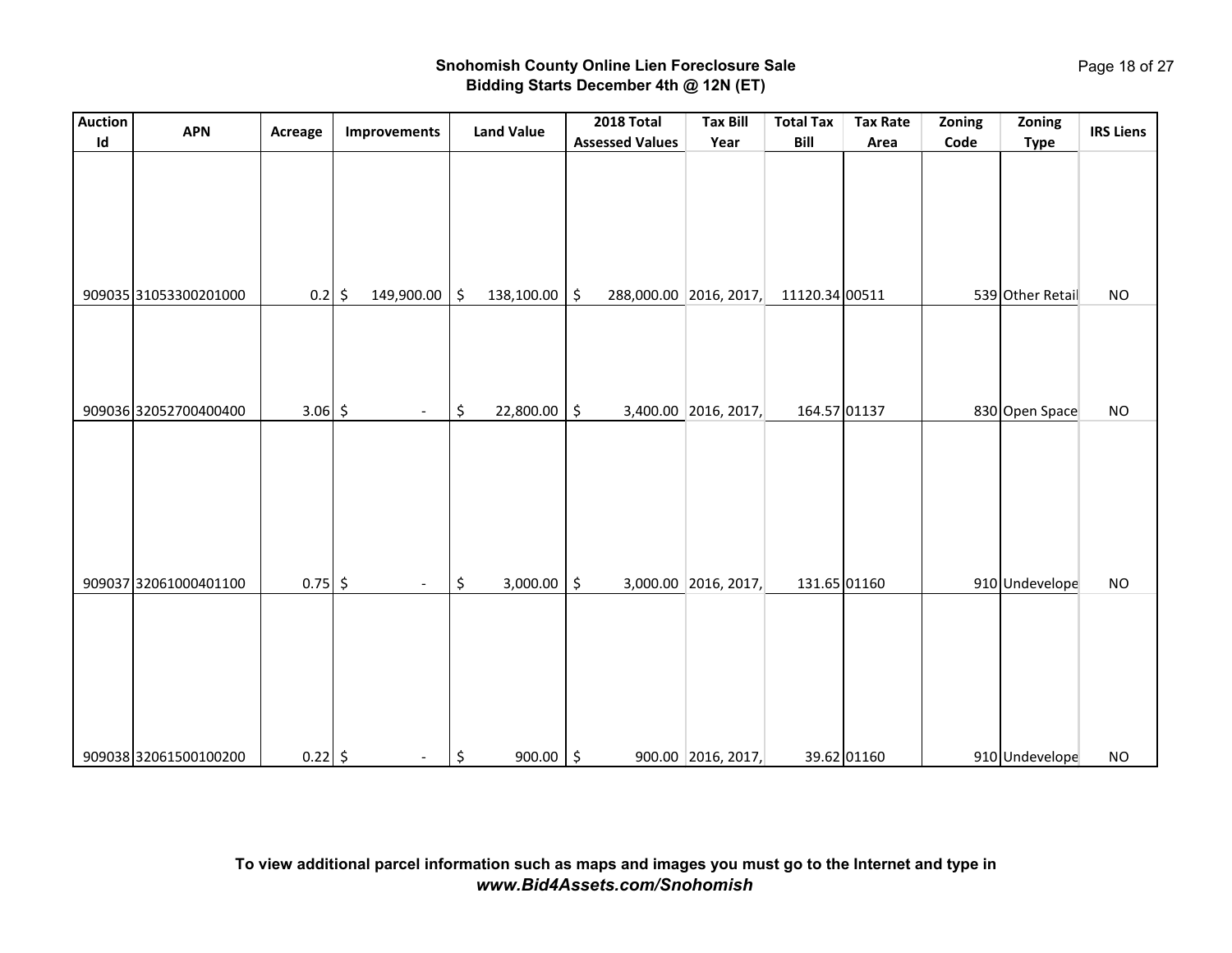**Snohomish County Online Lien Foreclosure Sale**
**Bidding Starts December 4th @ 12N (ET)**

| Auction Id | APN | Acreage | Improvements | Land Value | 2018 Total Assessed Values | Tax Bill Year | Total Tax Bill | Tax Rate Area | Zoning Code | Zoning Type | IRS Liens |
|---|---|---|---|---|---|---|---|---|---|---|---|
| 909035 | 31053300201000 | 0.2 | $ 149,900.00 | $ 138,100.00 | $ 288,000.00 | 2016, 2017, | 11120.34 | 00511 | 539 | Other Retail | NO |
| 909036 | 32052700400400 | 3.06 | $ - | $ 22,800.00 | $ 3,400.00 | 2016, 2017, | 164.57 | 01137 | 830 | Open Space | NO |
| 909037 | 32061000401100 | 0.75 | $ - | $ 3,000.00 | $ 3,000.00 | 2016, 2017, | 131.65 | 01160 | 910 | Undevelope | NO |
| 909038 | 32061500100200 | 0.22 | $ - | $ 900.00 | $ 900.00 | 2016, 2017, | 39.62 | 01160 | 910 | Undevelope | NO |

**To view additional parcel information such as maps and images you must go to the Internet and type in**
***www.Bid4Assets.com/Snohomish***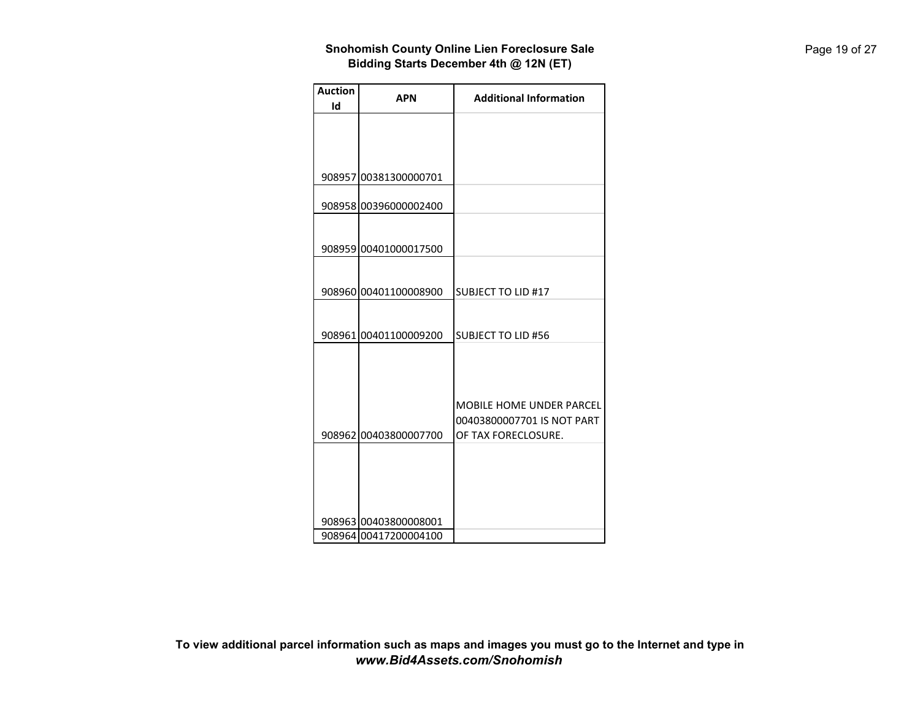**Snohomish County Online Lien Foreclosure Sale**
**Bidding Starts December 4th @ 12N (ET)**

| Auction Id | APN | Additional Information |
| --- | --- | --- |
| 908957 | 00381300000701 | |
| 908958 | 00396000002400 | |
| 908959 | 00401000017500 | |
| 908960 | 00401100008900 | SUBJECT TO LID #17 |
| 908961 | 00401100009200 | SUBJECT TO LID #56 |
| 908962 | 00403800007700 | MOBILE HOME UNDER PARCEL 00403800007701 IS NOT PART OF TAX FORECLOSURE. |
| 908963 | 00403800008001 | |
| 908964 | 00417200004100 | |

**To view additional parcel information such as maps and images you must go to the Internet and type in *www.Bid4Assets.com/Snohomish***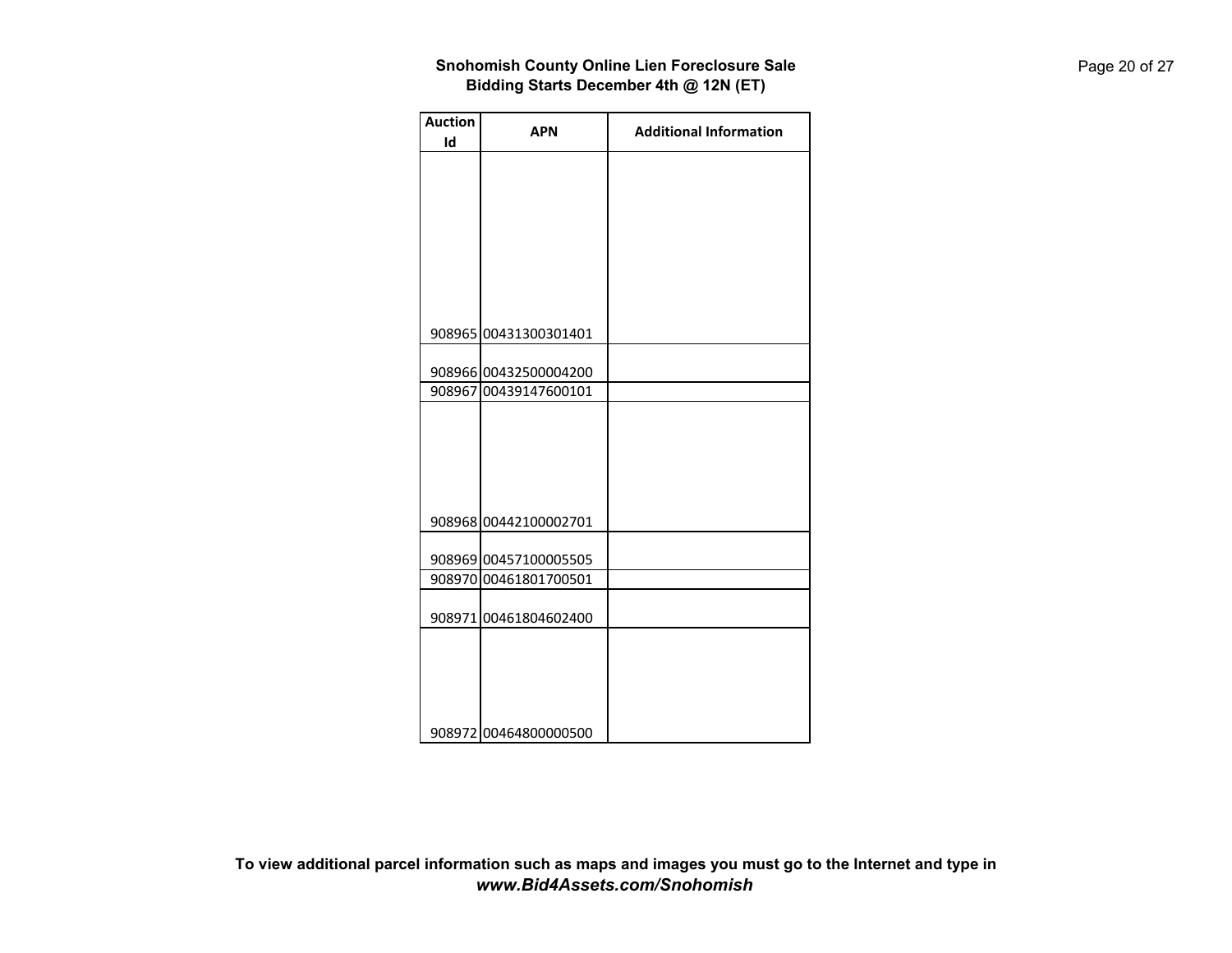**Snohomish County Online Lien Foreclosure Sale**
**Bidding Starts December 4th @ 12N (ET)**

| Auction Id | APN | Additional Information |
|---|---|---|
| 908965 | 00431300301401 | |
| 908966 | 00432500004200 | |
| 908967 | 00439147600101 | |
| 908968 | 00442100002701 | |
| 908969 | 00457100005505 | |
| 908970 | 00461801700501 | |
| 908971 | 00461804602400 | |
| 908972 | 00464800000500 | |

**To view additional parcel information such as maps and images you must go to the Internet and type in**
***www.Bid4Assets.com/Snohomish***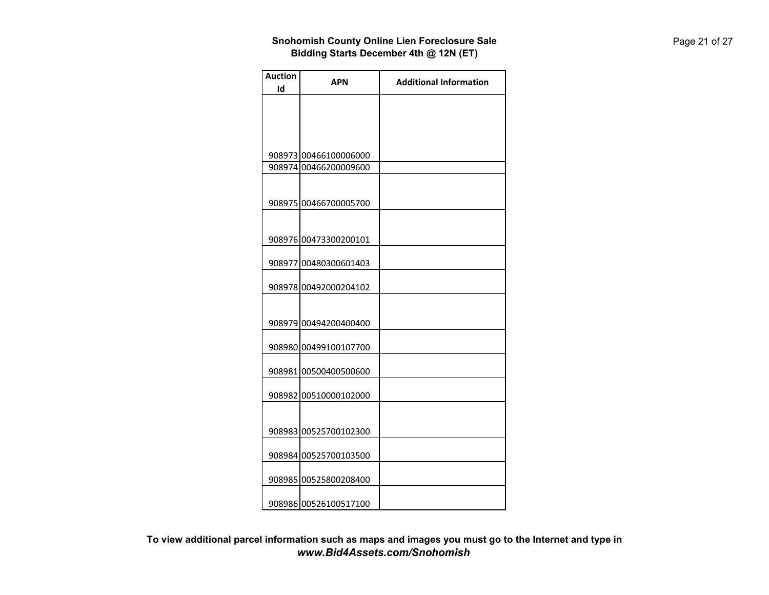**Snohomish County Online Lien Foreclosure Sale**
**Bidding Starts December 4th @ 12N (ET)**

| Auction Id | APN | Additional Information |
|---|---|---|
| 908973 | 00466100006000 | |
| 908974 | 00466200009600 | |
| 908975 | 00466700005700 | |
| 908976 | 00473300200101 | |
| 908977 | 00480300601403 | |
| 908978 | 00492000204102 | |
| 908979 | 00494200400400 | |
| 908980 | 00499100107700 | |
| 908981 | 00500400500600 | |
| 908982 | 00510000102000 | |
| 908983 | 00525700102300 | |
| 908984 | 00525700103500 | |
| 908985 | 00525800208400 | |
| 908986 | 00526100517100 | |

**To view additional parcel information such as maps and images you must go to the Internet and type in *www.Bid4Assets.com/Snohomish***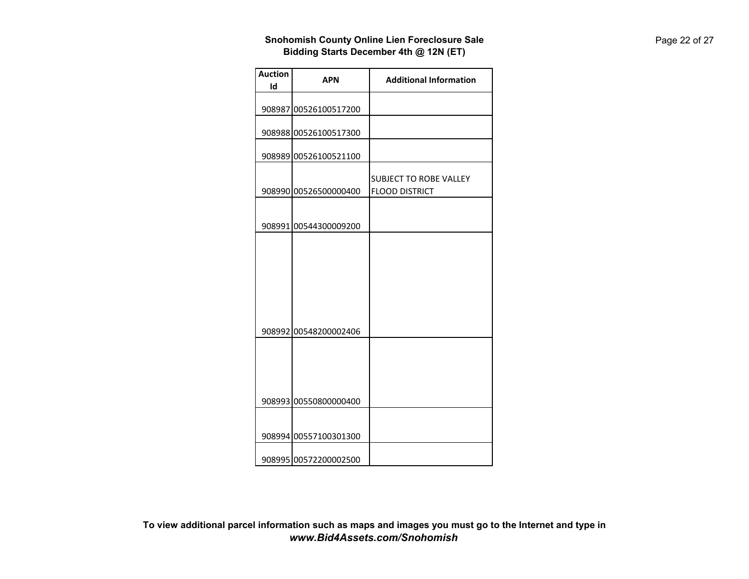**Snohomish County Online Lien Foreclosure Sale**
**Bidding Starts December 4th @ 12N (ET)**

| Auction Id | APN | Additional Information |
|---|---|---|
| 908987 | 00526100517200 | |
| 908988 | 00526100517300 | |
| 908989 | 00526100521100 | |
| 908990 | 00526500000400 | SUBJECT TO ROBE VALLEY FLOOD DISTRICT |
| 908991 | 00544300009200 | |
| 908992 | 00548200002406 | |
| 908993 | 00550800000400 | |
| 908994 | 00557100301300 | |
| 908995 | 00572200002500 | |

**To view additional parcel information such as maps and images you must go to the Internet and type in** ***www.Bid4Assets.com/Snohomish***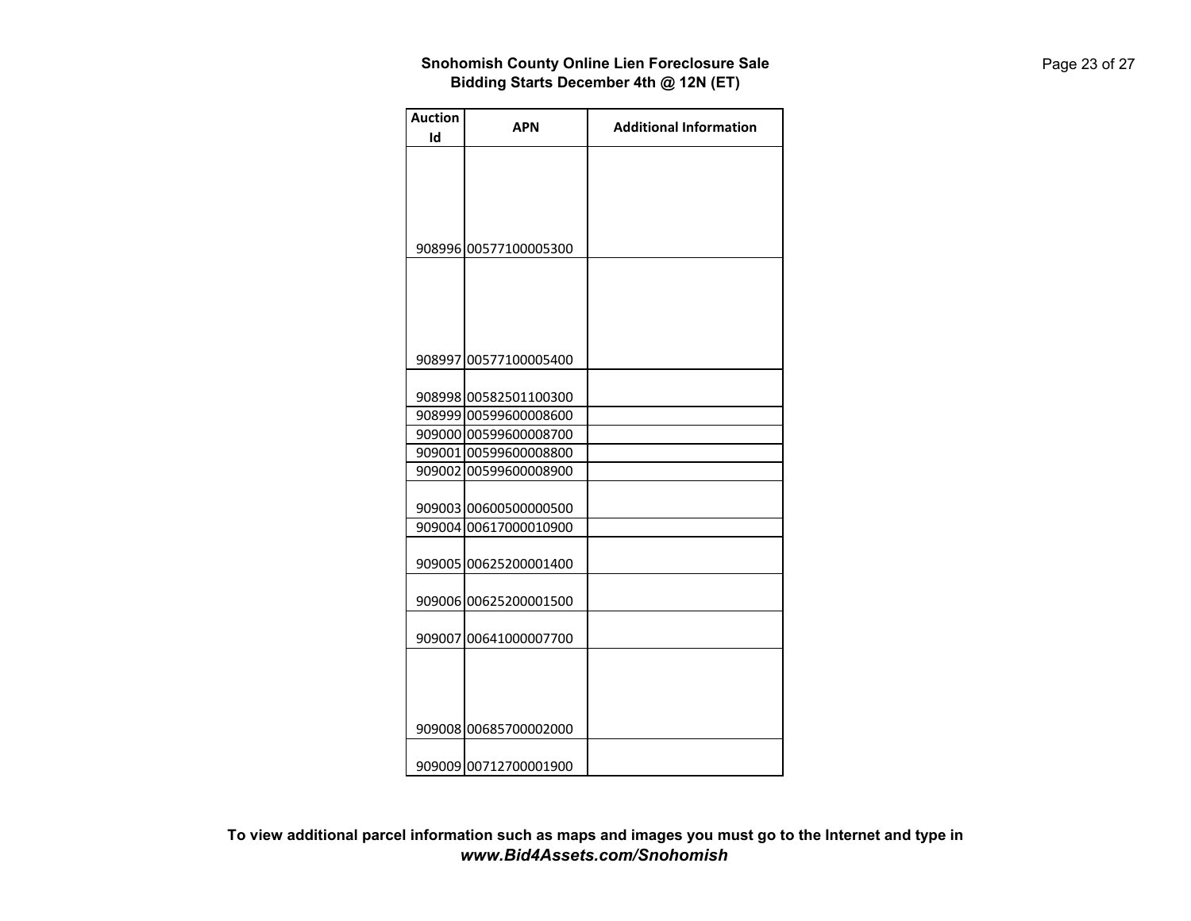**Snohomish County Online Lien Foreclosure Sale**
**Bidding Starts December 4th @ 12N (ET)**

| Auction Id | APN | Additional Information |
|---|---|---|
| 908996 | 00577100005300 | |
| 908997 | 00577100005400 | |
| 908998 | 00582501100300 | |
| 908999 | 00599600008600 | |
| 909000 | 00599600008700 | |
| 909001 | 00599600008800 | |
| 909002 | 00599600008900 | |
| 909003 | 00600500000500 | |
| 909004 | 00617000010900 | |
| 909005 | 00625200001400 | |
| 909006 | 00625200001500 | |
| 909007 | 00641000007700 | |
| 909008 | 00685700002000 | |
| 909009 | 00712700001900 | |

**To view additional parcel information such as maps and images you must go to the Internet and type in *www.Bid4Assets.com/Snohomish***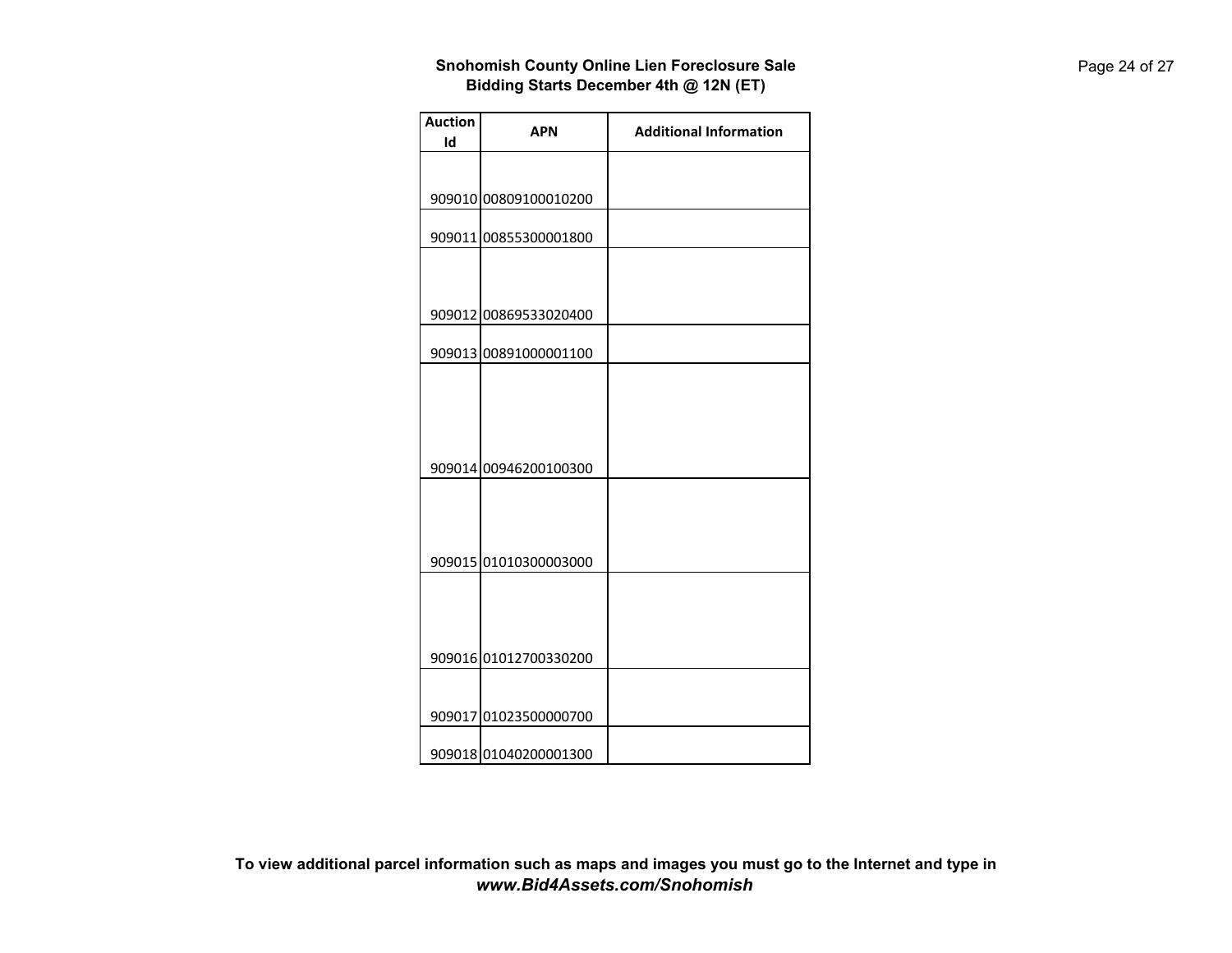**Snohomish County Online Lien Foreclosure Sale**
**Bidding Starts December 4th @ 12N (ET)**

| Auction Id | APN | Additional Information |
|---|---|---|
| 909010 | 00809100010200 | |
| 909011 | 00855300001800 | |
| 909012 | 00869533020400 | |
| 909013 | 00891000001100 | |
| 909014 | 00946200100300 | |
| 909015 | 01010300003000 | |
| 909016 | 01012700330200 | |
| 909017 | 01023500000700 | |
| 909018 | 01040200001300 | |

**To view additional parcel information such as maps and images you must go to the Internet and type in**
***www.Bid4Assets.com/Snohomish***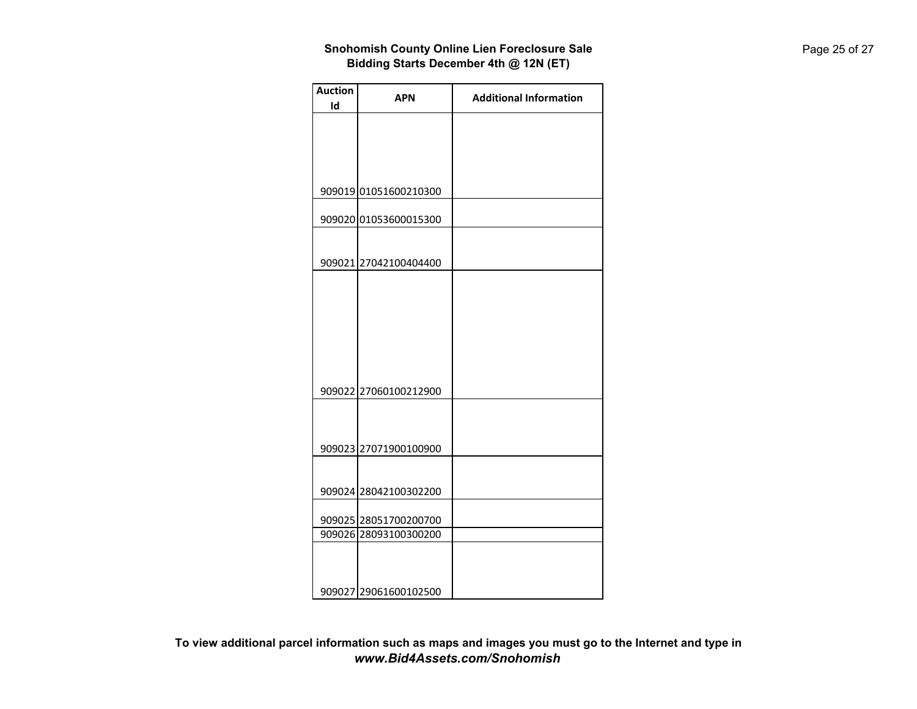**Snohomish County Online Lien Foreclosure Sale**
**Bidding Starts December 4th @ 12N (ET)**

| Auction Id | APN | Additional Information |
|---|---|---|
| 909019 | 01051600210300 | |
| 909020 | 01053600015300 | |
| 909021 | 27042100404400 | |
| 909022 | 27060100212900 | |
| 909023 | 27071900100900 | |
| 909024 | 28042100302200 | |
| 909025 | 28051700200700 | |
| 909026 | 28093100300200 | |
| 909027 | 29061600102500 | |

**To view additional parcel information such as maps and images you must go to the Internet and type in**
***www.Bid4Assets.com/Snohomish***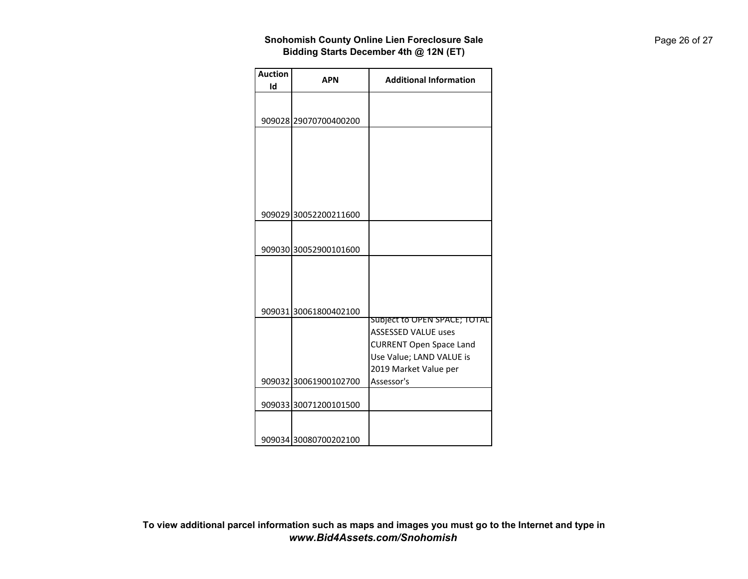**Snohomish County Online Lien Foreclosure Sale**
**Bidding Starts December 4th @ 12N (ET)**

| Auction Id | APN | Additional Information |
|---|---|---|
| 909028 | 29070700400200 | |
| 909029 | 30052200211600 | |
| 909030 | 30052900101600 | |
| 909031 | 30061800402100 | |
| 909032 | 30061900102700 | Subject to OPEN SPACE; TOTAL ASSESSED VALUE uses CURRENT Open Space Land Use Value; LAND VALUE is 2019 Market Value per Assessor's |
| 909033 | 30071200101500 | |
| 909034 | 30080700202100 | |

**To view additional parcel information such as maps and images you must go to the Internet and type in *www.Bid4Assets.com/Snohomish***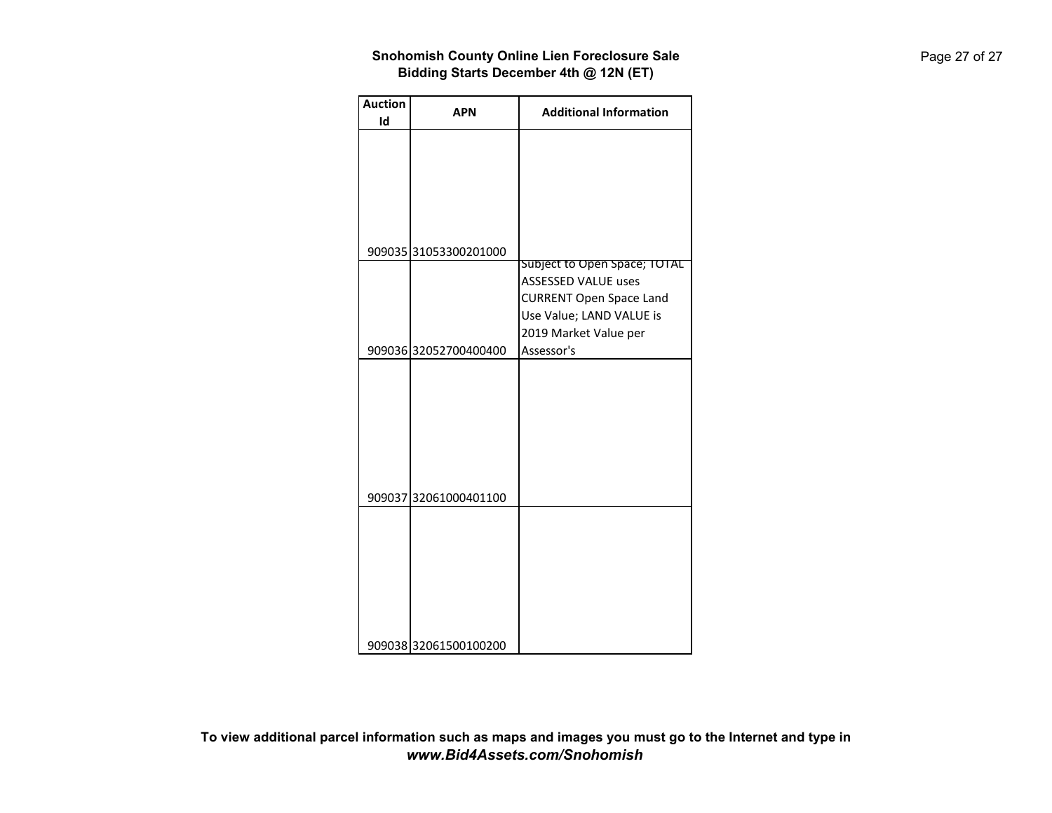**Snohomish County Online Lien Foreclosure Sale**
**Bidding Starts December 4th @ 12N (ET)**

| Auction Id | APN | Additional Information |
|---|---|---|
| 909035 | 31053300201000 | |
| 909036 | 32052700400400 | Subject to Open Space; TOTAL ASSESSED VALUE uses CURRENT Open Space Land Use Value; LAND VALUE is 2019 Market Value per Assessor's |
| 909037 | 32061000401100 | |
| 909038 | 32061500100200 | |

**To view additional parcel information such as maps and images you must go to the Internet and type in** ***www.Bid4Assets.com/Snohomish***